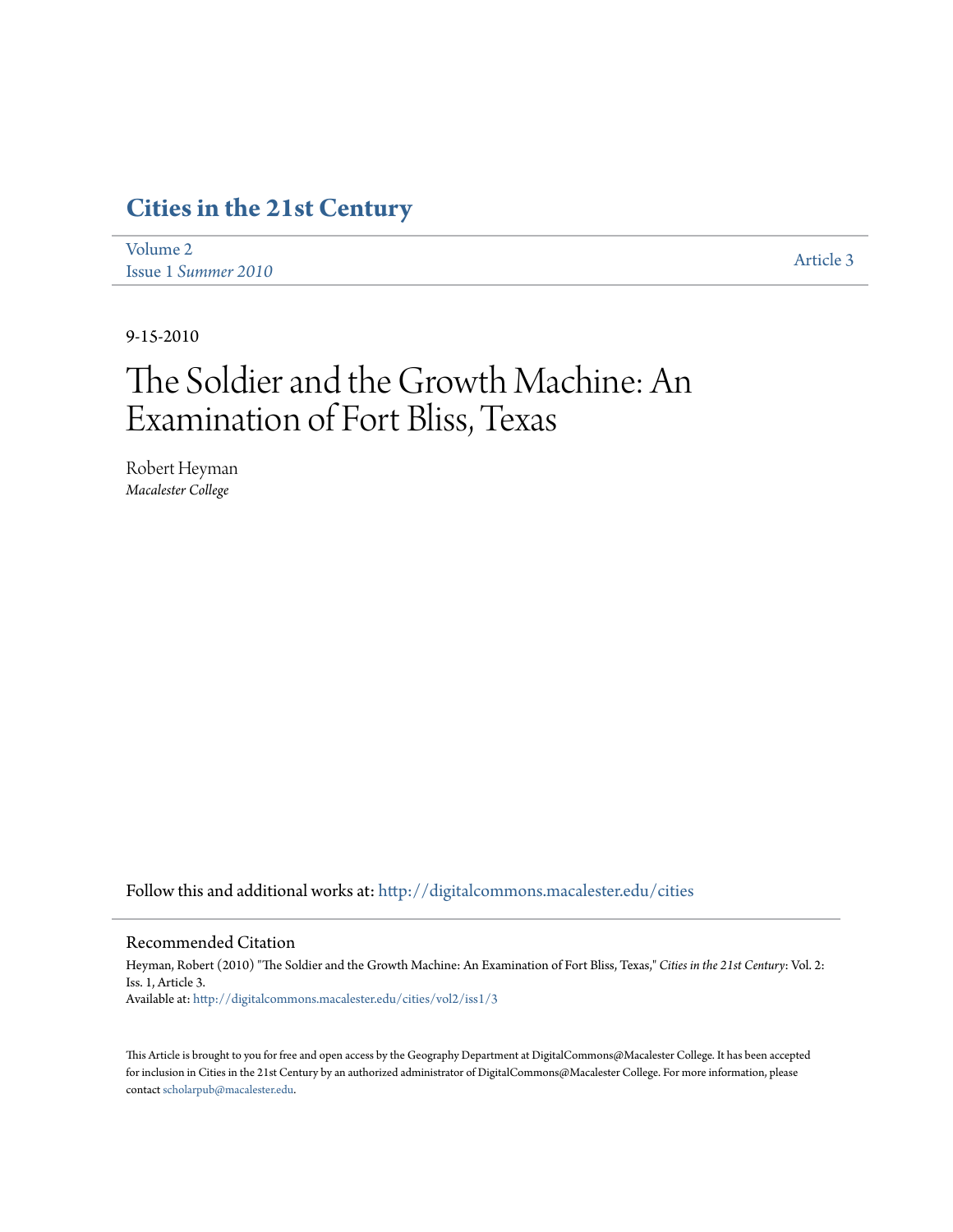# Cities in the 21st Century

Volume 2
Issue 1 *Summer 2010*

Article 3

9-15-2010

# The Soldier and the Growth Machine: An Examination of Fort Bliss, Texas

Robert Heyman
*Macalester College*

Follow this and additional works at: http://digitalcommons.macalester.edu/cities

## Recommended Citation

Heyman, Robert (2010) "The Soldier and the Growth Machine: An Examination of Fort Bliss, Texas," *Cities in the 21st Century*: Vol. 2: Iss. 1, Article 3.
Available at: http://digitalcommons.macalester.edu/cities/vol2/iss1/3

This Article is brought to you for free and open access by the Geography Department at DigitalCommons@Macalester College. It has been accepted for inclusion in Cities in the 21st Century by an authorized administrator of DigitalCommons@Macalester College. For more information, please contact scholarpub@macalester.edu.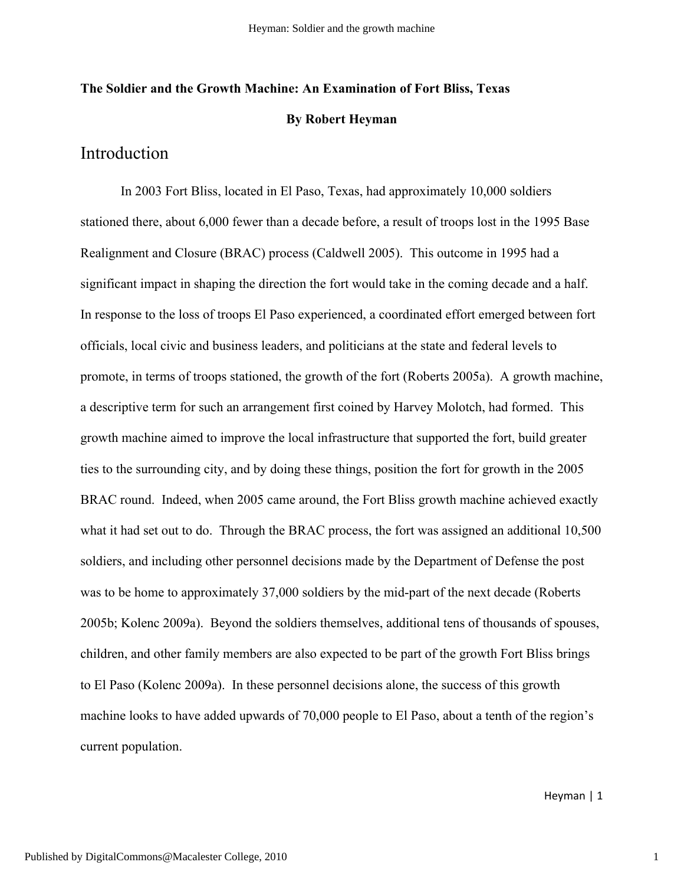# The Soldier and the Growth Machine: An Examination of Fort Bliss, Texas

**By Robert Heyman**

## Introduction

In 2003 Fort Bliss, located in El Paso, Texas, had approximately 10,000 soldiers stationed there, about 6,000 fewer than a decade before, a result of troops lost in the 1995 Base Realignment and Closure (BRAC) process (Caldwell 2005). This outcome in 1995 had a significant impact in shaping the direction the fort would take in the coming decade and a half. In response to the loss of troops El Paso experienced, a coordinated effort emerged between fort officials, local civic and business leaders, and politicians at the state and federal levels to promote, in terms of troops stationed, the growth of the fort (Roberts 2005a). A growth machine, a descriptive term for such an arrangement first coined by Harvey Molotch, had formed. This growth machine aimed to improve the local infrastructure that supported the fort, build greater ties to the surrounding city, and by doing these things, position the fort for growth in the 2005 BRAC round. Indeed, when 2005 came around, the Fort Bliss growth machine achieved exactly what it had set out to do. Through the BRAC process, the fort was assigned an additional 10,500 soldiers, and including other personnel decisions made by the Department of Defense the post was to be home to approximately 37,000 soldiers by the mid-part of the next decade (Roberts 2005b; Kolenc 2009a). Beyond the soldiers themselves, additional tens of thousands of spouses, children, and other family members are also expected to be part of the growth Fort Bliss brings to El Paso (Kolenc 2009a). In these personnel decisions alone, the success of this growth machine looks to have added upwards of 70,000 people to El Paso, about a tenth of the region's current population.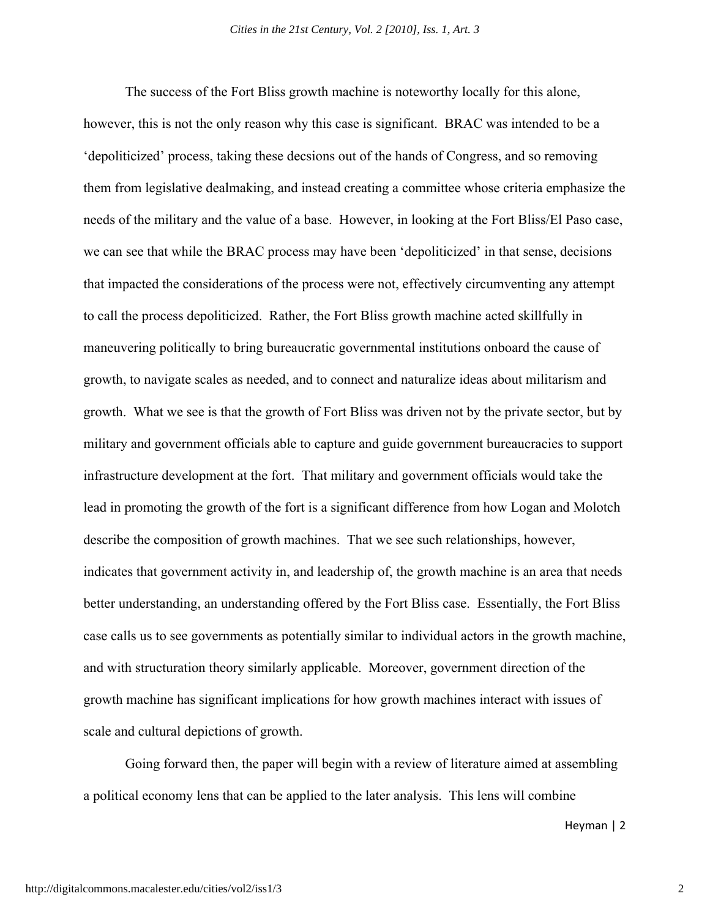The success of the Fort Bliss growth machine is noteworthy locally for this alone, however, this is not the only reason why this case is significant. BRAC was intended to be a 'depoliticized' process, taking these decsions out of the hands of Congress, and so removing them from legislative dealmaking, and instead creating a committee whose criteria emphasize the needs of the military and the value of a base. However, in looking at the Fort Bliss/El Paso case, we can see that while the BRAC process may have been 'depoliticized' in that sense, decisions that impacted the considerations of the process were not, effectively circumventing any attempt to call the process depoliticized. Rather, the Fort Bliss growth machine acted skillfully in maneuvering politically to bring bureaucratic governmental institutions onboard the cause of growth, to navigate scales as needed, and to connect and naturalize ideas about militarism and growth. What we see is that the growth of Fort Bliss was driven not by the private sector, but by military and government officials able to capture and guide government bureaucracies to support infrastructure development at the fort. That military and government officials would take the lead in promoting the growth of the fort is a significant difference from how Logan and Molotch describe the composition of growth machines. That we see such relationships, however, indicates that government activity in, and leadership of, the growth machine is an area that needs better understanding, an understanding offered by the Fort Bliss case. Essentially, the Fort Bliss case calls us to see governments as potentially similar to individual actors in the growth machine, and with structuration theory similarly applicable. Moreover, government direction of the growth machine has significant implications for how growth machines interact with issues of scale and cultural depictions of growth.

Going forward then, the paper will begin with a review of literature aimed at assembling a political economy lens that can be applied to the later analysis. This lens will combine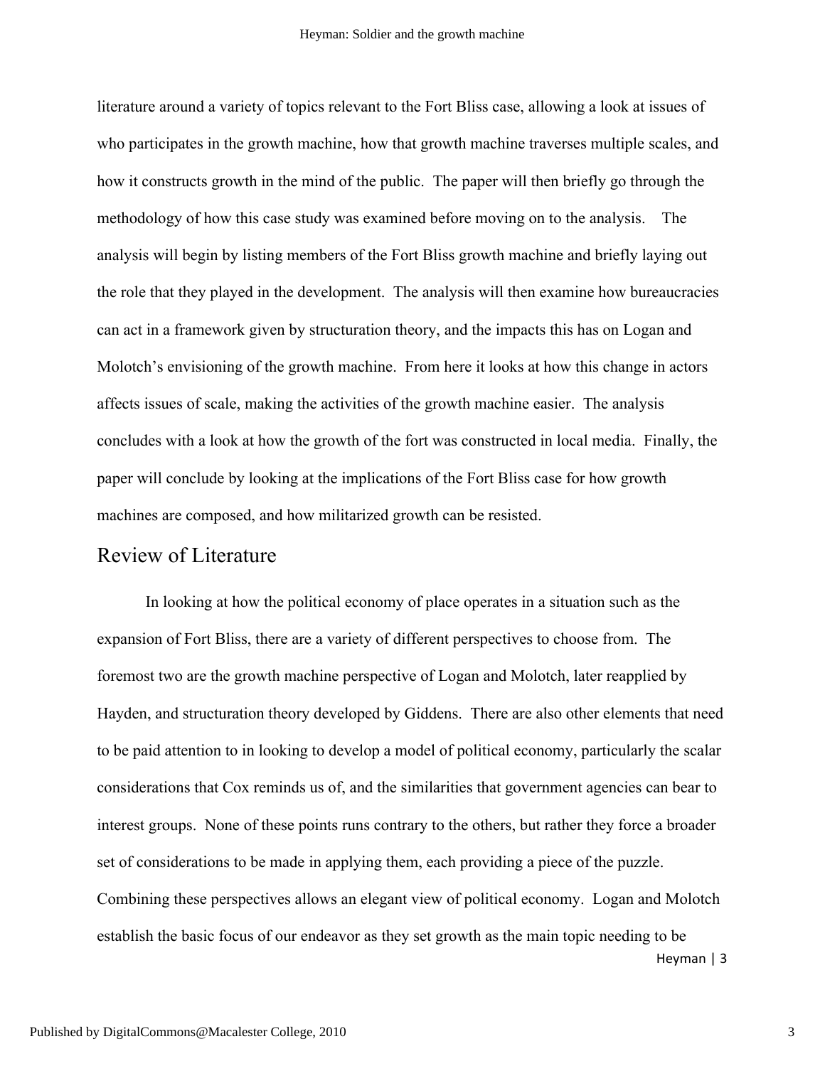literature around a variety of topics relevant to the Fort Bliss case, allowing a look at issues of who participates in the growth machine, how that growth machine traverses multiple scales, and how it constructs growth in the mind of the public. The paper will then briefly go through the methodology of how this case study was examined before moving on to the analysis. The analysis will begin by listing members of the Fort Bliss growth machine and briefly laying out the role that they played in the development. The analysis will then examine how bureaucracies can act in a framework given by structuration theory, and the impacts this has on Logan and Molotch's envisioning of the growth machine. From here it looks at how this change in actors affects issues of scale, making the activities of the growth machine easier. The analysis concludes with a look at how the growth of the fort was constructed in local media. Finally, the paper will conclude by looking at the implications of the Fort Bliss case for how growth machines are composed, and how militarized growth can be resisted.

## Review of Literature

In looking at how the political economy of place operates in a situation such as the expansion of Fort Bliss, there are a variety of different perspectives to choose from. The foremost two are the growth machine perspective of Logan and Molotch, later reapplied by Hayden, and structuration theory developed by Giddens. There are also other elements that need to be paid attention to in looking to develop a model of political economy, particularly the scalar considerations that Cox reminds us of, and the similarities that government agencies can bear to interest groups. None of these points runs contrary to the others, but rather they force a broader set of considerations to be made in applying them, each providing a piece of the puzzle. Combining these perspectives allows an elegant view of political economy. Logan and Molotch establish the basic focus of our endeavor as they set growth as the main topic needing to be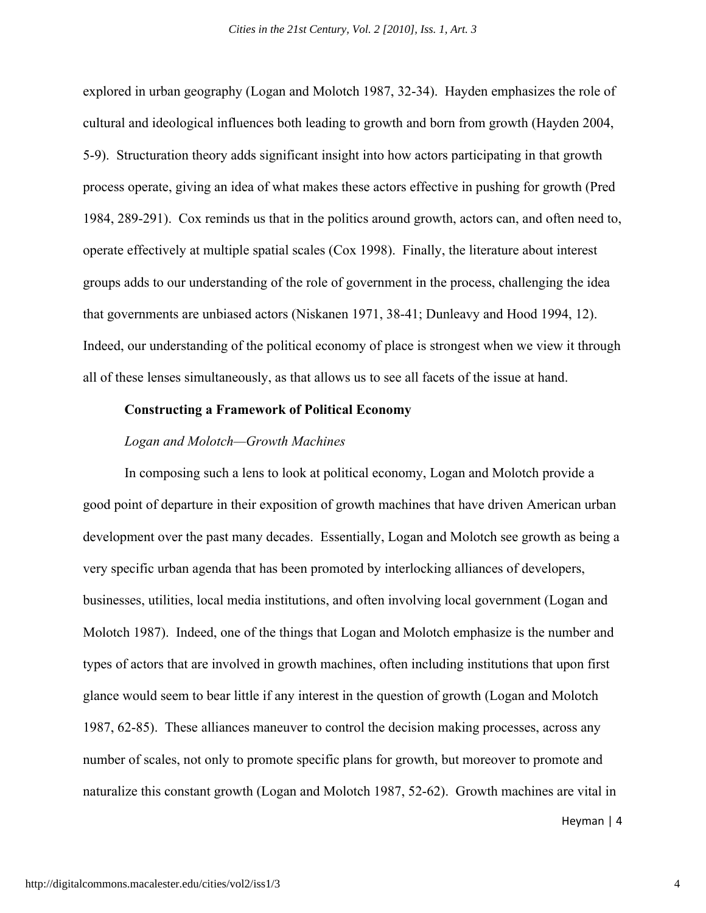explored in urban geography (Logan and Molotch 1987, 32-34). Hayden emphasizes the role of cultural and ideological influences both leading to growth and born from growth (Hayden 2004, 5-9). Structuration theory adds significant insight into how actors participating in that growth process operate, giving an idea of what makes these actors effective in pushing for growth (Pred 1984, 289-291). Cox reminds us that in the politics around growth, actors can, and often need to, operate effectively at multiple spatial scales (Cox 1998). Finally, the literature about interest groups adds to our understanding of the role of government in the process, challenging the idea that governments are unbiased actors (Niskanen 1971, 38-41; Dunleavy and Hood 1994, 12). Indeed, our understanding of the political economy of place is strongest when we view it through all of these lenses simultaneously, as that allows us to see all facets of the issue at hand.

## Constructing a Framework of Political Economy

### *Logan and Molotch—Growth Machines*

In composing such a lens to look at political economy, Logan and Molotch provide a good point of departure in their exposition of growth machines that have driven American urban development over the past many decades. Essentially, Logan and Molotch see growth as being a very specific urban agenda that has been promoted by interlocking alliances of developers, businesses, utilities, local media institutions, and often involving local government (Logan and Molotch 1987). Indeed, one of the things that Logan and Molotch emphasize is the number and types of actors that are involved in growth machines, often including institutions that upon first glance would seem to bear little if any interest in the question of growth (Logan and Molotch 1987, 62-85). These alliances maneuver to control the decision making processes, across any number of scales, not only to promote specific plans for growth, but moreover to promote and naturalize this constant growth (Logan and Molotch 1987, 52-62). Growth machines are vital in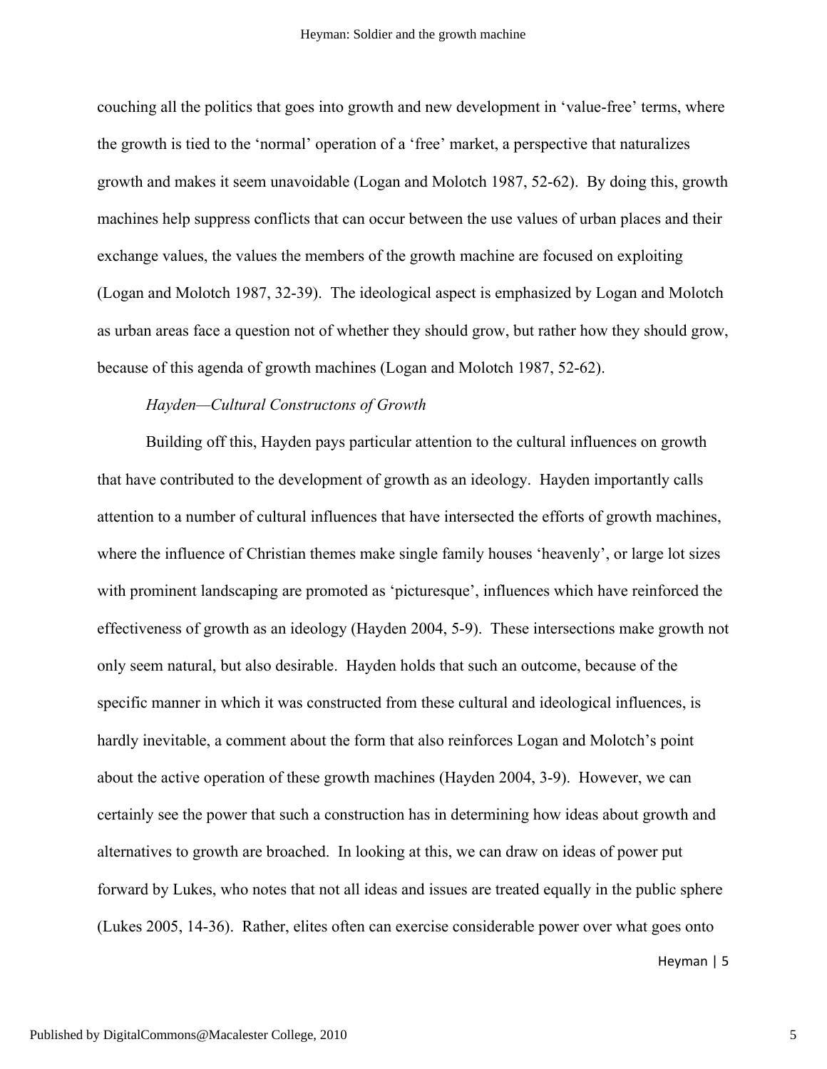couching all the politics that goes into growth and new development in 'value-free' terms, where the growth is tied to the 'normal' operation of a 'free' market, a perspective that naturalizes growth and makes it seem unavoidable (Logan and Molotch 1987, 52-62). By doing this, growth machines help suppress conflicts that can occur between the use values of urban places and their exchange values, the values the members of the growth machine are focused on exploiting (Logan and Molotch 1987, 32-39). The ideological aspect is emphasized by Logan and Molotch as urban areas face a question not of whether they should grow, but rather how they should grow, because of this agenda of growth machines (Logan and Molotch 1987, 52-62).

*Hayden—Cultural Constructons of Growth*

Building off this, Hayden pays particular attention to the cultural influences on growth that have contributed to the development of growth as an ideology. Hayden importantly calls attention to a number of cultural influences that have intersected the efforts of growth machines, where the influence of Christian themes make single family houses 'heavenly', or large lot sizes with prominent landscaping are promoted as 'picturesque', influences which have reinforced the effectiveness of growth as an ideology (Hayden 2004, 5-9). These intersections make growth not only seem natural, but also desirable. Hayden holds that such an outcome, because of the specific manner in which it was constructed from these cultural and ideological influences, is hardly inevitable, a comment about the form that also reinforces Logan and Molotch's point about the active operation of these growth machines (Hayden 2004, 3-9). However, we can certainly see the power that such a construction has in determining how ideas about growth and alternatives to growth are broached. In looking at this, we can draw on ideas of power put forward by Lukes, who notes that not all ideas and issues are treated equally in the public sphere (Lukes 2005, 14-36). Rather, elites often can exercise considerable power over what goes onto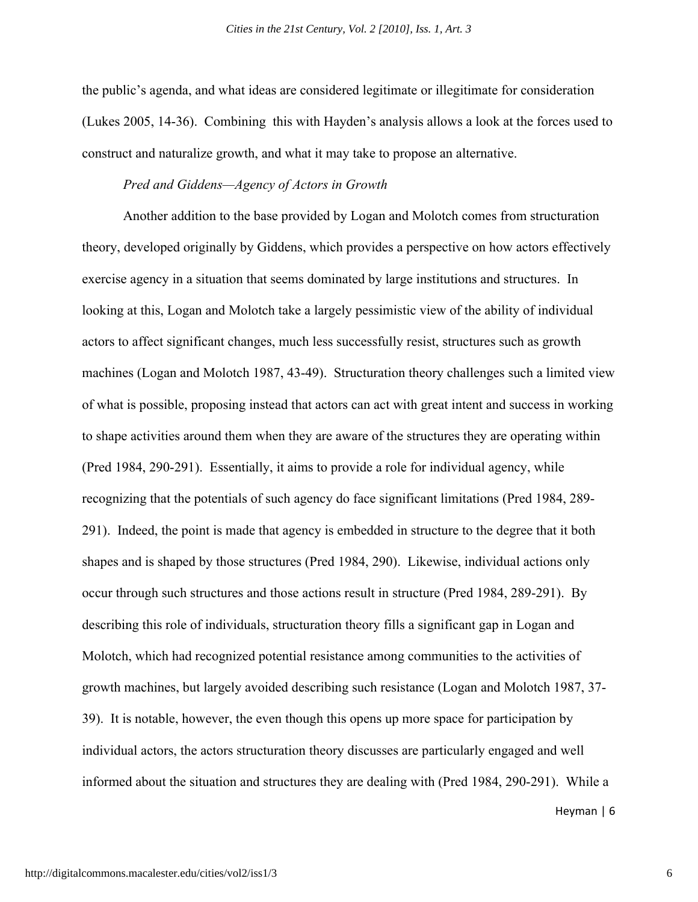the public's agenda, and what ideas are considered legitimate or illegitimate for consideration (Lukes 2005, 14-36). Combining this with Hayden's analysis allows a look at the forces used to construct and naturalize growth, and what it may take to propose an alternative.

*Pred and Giddens—Agency of Actors in Growth*

Another addition to the base provided by Logan and Molotch comes from structuration theory, developed originally by Giddens, which provides a perspective on how actors effectively exercise agency in a situation that seems dominated by large institutions and structures. In looking at this, Logan and Molotch take a largely pessimistic view of the ability of individual actors to affect significant changes, much less successfully resist, structures such as growth machines (Logan and Molotch 1987, 43-49). Structuration theory challenges such a limited view of what is possible, proposing instead that actors can act with great intent and success in working to shape activities around them when they are aware of the structures they are operating within (Pred 1984, 290-291). Essentially, it aims to provide a role for individual agency, while recognizing that the potentials of such agency do face significant limitations (Pred 1984, 289-291). Indeed, the point is made that agency is embedded in structure to the degree that it both shapes and is shaped by those structures (Pred 1984, 290). Likewise, individual actions only occur through such structures and those actions result in structure (Pred 1984, 289-291). By describing this role of individuals, structuration theory fills a significant gap in Logan and Molotch, which had recognized potential resistance among communities to the activities of growth machines, but largely avoided describing such resistance (Logan and Molotch 1987, 37-39). It is notable, however, the even though this opens up more space for participation by individual actors, the actors structuration theory discusses are particularly engaged and well informed about the situation and structures they are dealing with (Pred 1984, 290-291). While a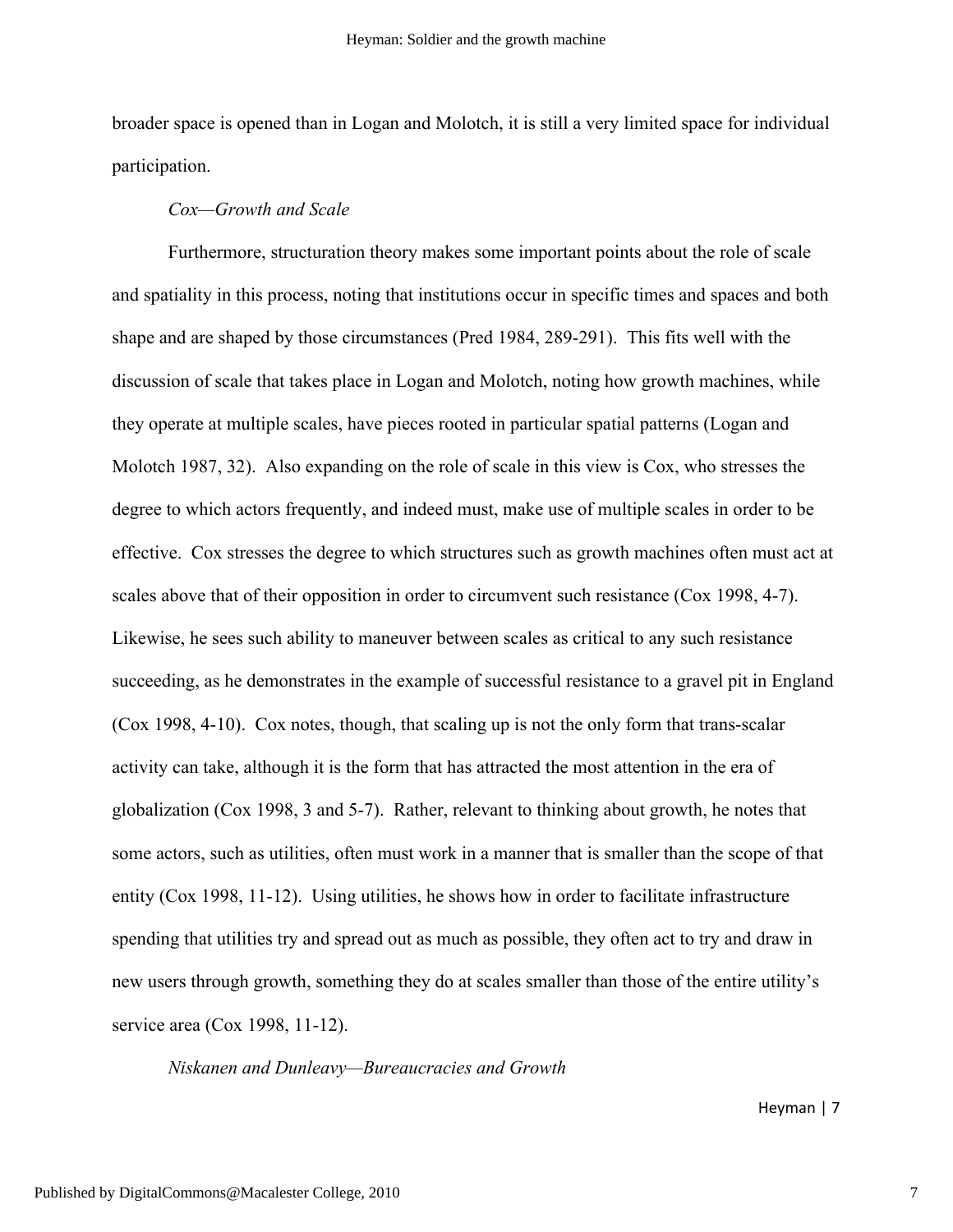broader space is opened than in Logan and Molotch, it is still a very limited space for individual participation.

### *Cox—Growth and Scale*

Furthermore, structuration theory makes some important points about the role of scale and spatiality in this process, noting that institutions occur in specific times and spaces and both shape and are shaped by those circumstances (Pred 1984, 289-291). This fits well with the discussion of scale that takes place in Logan and Molotch, noting how growth machines, while they operate at multiple scales, have pieces rooted in particular spatial patterns (Logan and Molotch 1987, 32). Also expanding on the role of scale in this view is Cox, who stresses the degree to which actors frequently, and indeed must, make use of multiple scales in order to be effective. Cox stresses the degree to which structures such as growth machines often must act at scales above that of their opposition in order to circumvent such resistance (Cox 1998, 4-7). Likewise, he sees such ability to maneuver between scales as critical to any such resistance succeeding, as he demonstrates in the example of successful resistance to a gravel pit in England (Cox 1998, 4-10). Cox notes, though, that scaling up is not the only form that trans-scalar activity can take, although it is the form that has attracted the most attention in the era of globalization (Cox 1998, 3 and 5-7). Rather, relevant to thinking about growth, he notes that some actors, such as utilities, often must work in a manner that is smaller than the scope of that entity (Cox 1998, 11-12). Using utilities, he shows how in order to facilitate infrastructure spending that utilities try and spread out as much as possible, they often act to try and draw in new users through growth, something they do at scales smaller than those of the entire utility's service area (Cox 1998, 11-12).

### *Niskanen and Dunleavy—Bureaucracies and Growth*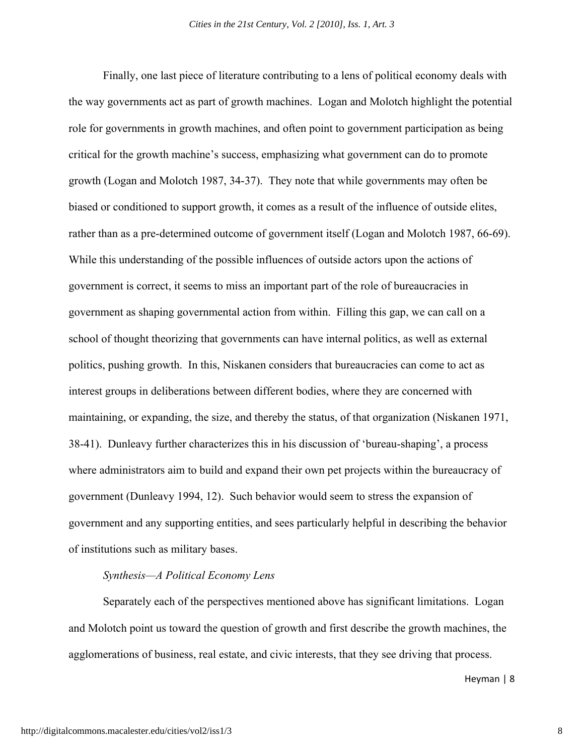Finally, one last piece of literature contributing to a lens of political economy deals with the way governments act as part of growth machines. Logan and Molotch highlight the potential role for governments in growth machines, and often point to government participation as being critical for the growth machine's success, emphasizing what government can do to promote growth (Logan and Molotch 1987, 34-37). They note that while governments may often be biased or conditioned to support growth, it comes as a result of the influence of outside elites, rather than as a pre-determined outcome of government itself (Logan and Molotch 1987, 66-69). While this understanding of the possible influences of outside actors upon the actions of government is correct, it seems to miss an important part of the role of bureaucracies in government as shaping governmental action from within. Filling this gap, we can call on a school of thought theorizing that governments can have internal politics, as well as external politics, pushing growth. In this, Niskanen considers that bureaucracies can come to act as interest groups in deliberations between different bodies, where they are concerned with maintaining, or expanding, the size, and thereby the status, of that organization (Niskanen 1971, 38-41). Dunleavy further characterizes this in his discussion of 'bureau-shaping', a process where administrators aim to build and expand their own pet projects within the bureaucracy of government (Dunleavy 1994, 12). Such behavior would seem to stress the expansion of government and any supporting entities, and sees particularly helpful in describing the behavior of institutions such as military bases.

*Synthesis—A Political Economy Lens*

Separately each of the perspectives mentioned above has significant limitations. Logan and Molotch point us toward the question of growth and first describe the growth machines, the agglomerations of business, real estate, and civic interests, that they see driving that process.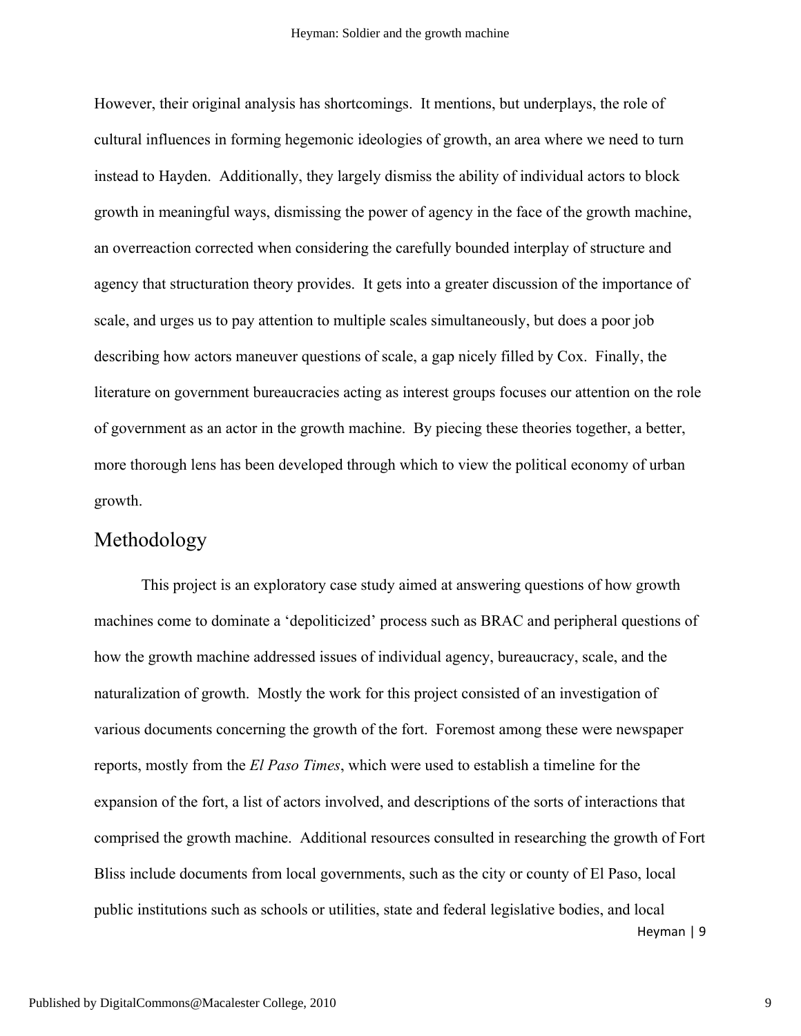However, their original analysis has shortcomings. It mentions, but underplays, the role of cultural influences in forming hegemonic ideologies of growth, an area where we need to turn instead to Hayden. Additionally, they largely dismiss the ability of individual actors to block growth in meaningful ways, dismissing the power of agency in the face of the growth machine, an overreaction corrected when considering the carefully bounded interplay of structure and agency that structuration theory provides. It gets into a greater discussion of the importance of scale, and urges us to pay attention to multiple scales simultaneously, but does a poor job describing how actors maneuver questions of scale, a gap nicely filled by Cox. Finally, the literature on government bureaucracies acting as interest groups focuses our attention on the role of government as an actor in the growth machine. By piecing these theories together, a better, more thorough lens has been developed through which to view the political economy of urban growth.

## Methodology

This project is an exploratory case study aimed at answering questions of how growth machines come to dominate a 'depoliticized' process such as BRAC and peripheral questions of how the growth machine addressed issues of individual agency, bureaucracy, scale, and the naturalization of growth. Mostly the work for this project consisted of an investigation of various documents concerning the growth of the fort. Foremost among these were newspaper reports, mostly from the *El Paso Times*, which were used to establish a timeline for the expansion of the fort, a list of actors involved, and descriptions of the sorts of interactions that comprised the growth machine. Additional resources consulted in researching the growth of Fort Bliss include documents from local governments, such as the city or county of El Paso, local public institutions such as schools or utilities, state and federal legislative bodies, and local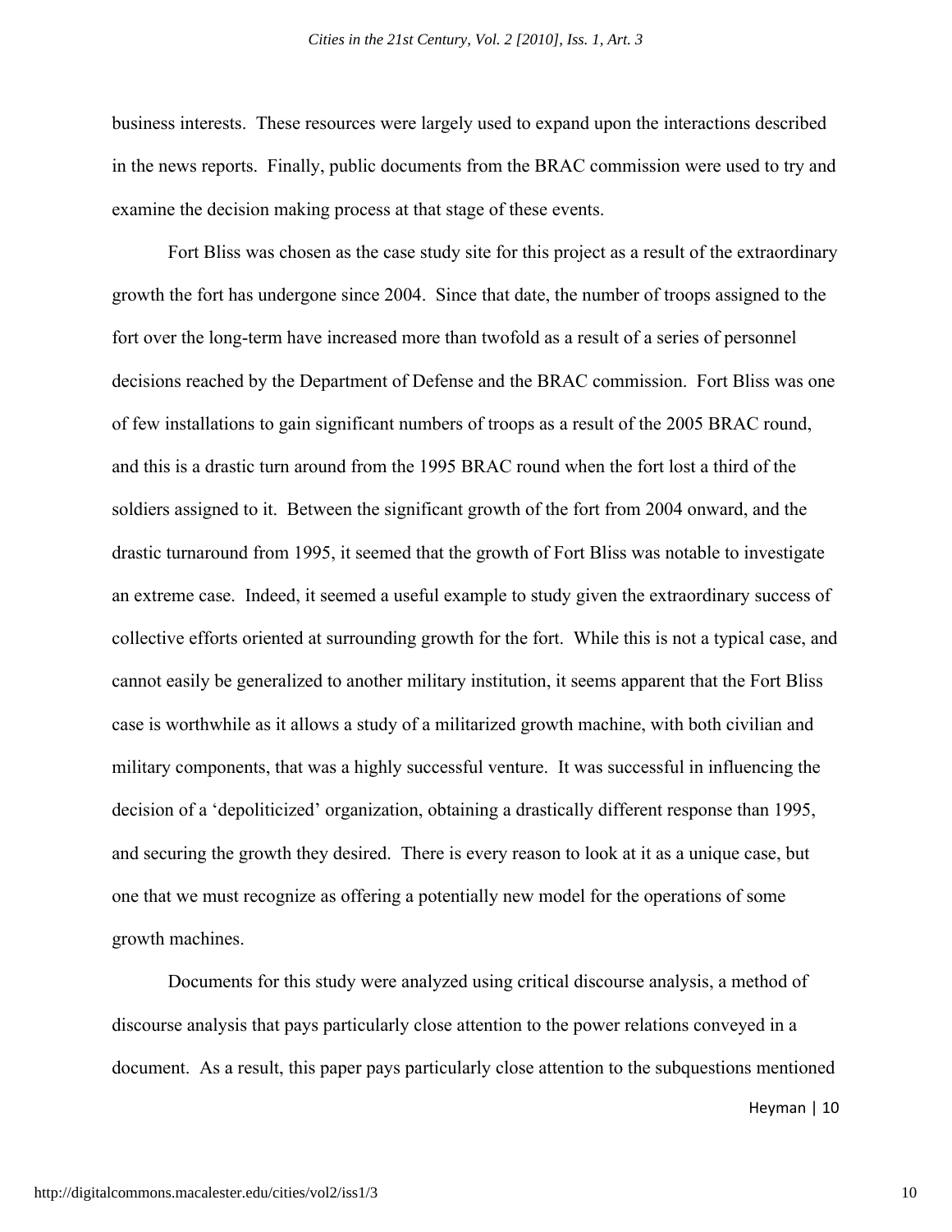business interests. These resources were largely used to expand upon the interactions described in the news reports. Finally, public documents from the BRAC commission were used to try and examine the decision making process at that stage of these events.

Fort Bliss was chosen as the case study site for this project as a result of the extraordinary growth the fort has undergone since 2004. Since that date, the number of troops assigned to the fort over the long-term have increased more than twofold as a result of a series of personnel decisions reached by the Department of Defense and the BRAC commission. Fort Bliss was one of few installations to gain significant numbers of troops as a result of the 2005 BRAC round, and this is a drastic turn around from the 1995 BRAC round when the fort lost a third of the soldiers assigned to it. Between the significant growth of the fort from 2004 onward, and the drastic turnaround from 1995, it seemed that the growth of Fort Bliss was notable to investigate an extreme case. Indeed, it seemed a useful example to study given the extraordinary success of collective efforts oriented at surrounding growth for the fort. While this is not a typical case, and cannot easily be generalized to another military institution, it seems apparent that the Fort Bliss case is worthwhile as it allows a study of a militarized growth machine, with both civilian and military components, that was a highly successful venture. It was successful in influencing the decision of a 'depoliticized' organization, obtaining a drastically different response than 1995, and securing the growth they desired. There is every reason to look at it as a unique case, but one that we must recognize as offering a potentially new model for the operations of some growth machines.

Documents for this study were analyzed using critical discourse analysis, a method of discourse analysis that pays particularly close attention to the power relations conveyed in a document. As a result, this paper pays particularly close attention to the subquestions mentioned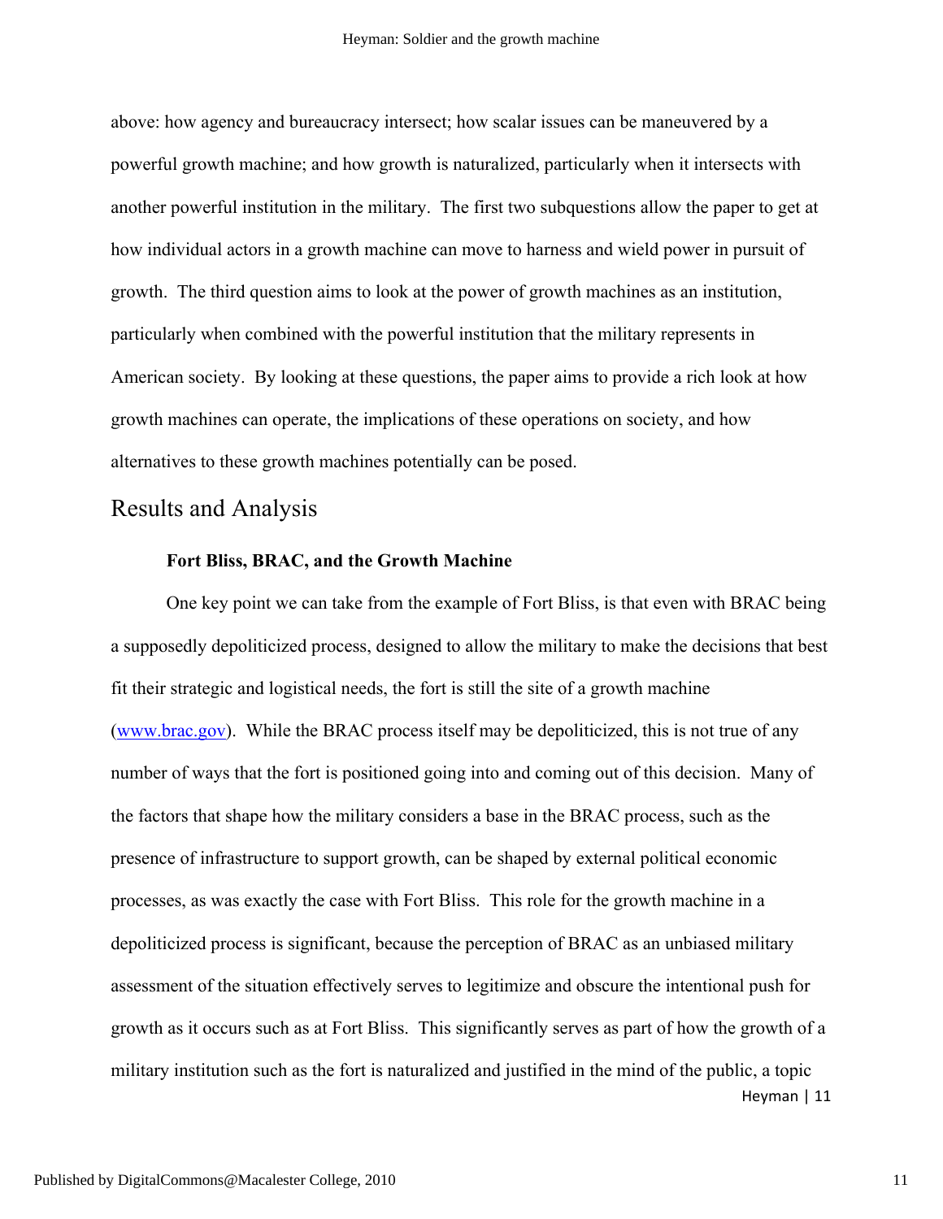above: how agency and bureaucracy intersect; how scalar issues can be maneuvered by a powerful growth machine; and how growth is naturalized, particularly when it intersects with another powerful institution in the military. The first two subquestions allow the paper to get at how individual actors in a growth machine can move to harness and wield power in pursuit of growth. The third question aims to look at the power of growth machines as an institution, particularly when combined with the powerful institution that the military represents in American society. By looking at these questions, the paper aims to provide a rich look at how growth machines can operate, the implications of these operations on society, and how alternatives to these growth machines potentially can be posed.

## Results and Analysis

### Fort Bliss, BRAC, and the Growth Machine

One key point we can take from the example of Fort Bliss, is that even with BRAC being a supposedly depoliticized process, designed to allow the military to make the decisions that best fit their strategic and logistical needs, the fort is still the site of a growth machine (www.brac.gov). While the BRAC process itself may be depoliticized, this is not true of any number of ways that the fort is positioned going into and coming out of this decision. Many of the factors that shape how the military considers a base in the BRAC process, such as the presence of infrastructure to support growth, can be shaped by external political economic processes, as was exactly the case with Fort Bliss. This role for the growth machine in a depoliticized process is significant, because the perception of BRAC as an unbiased military assessment of the situation effectively serves to legitimize and obscure the intentional push for growth as it occurs such as at Fort Bliss. This significantly serves as part of how the growth of a military institution such as the fort is naturalized and justified in the mind of the public, a topic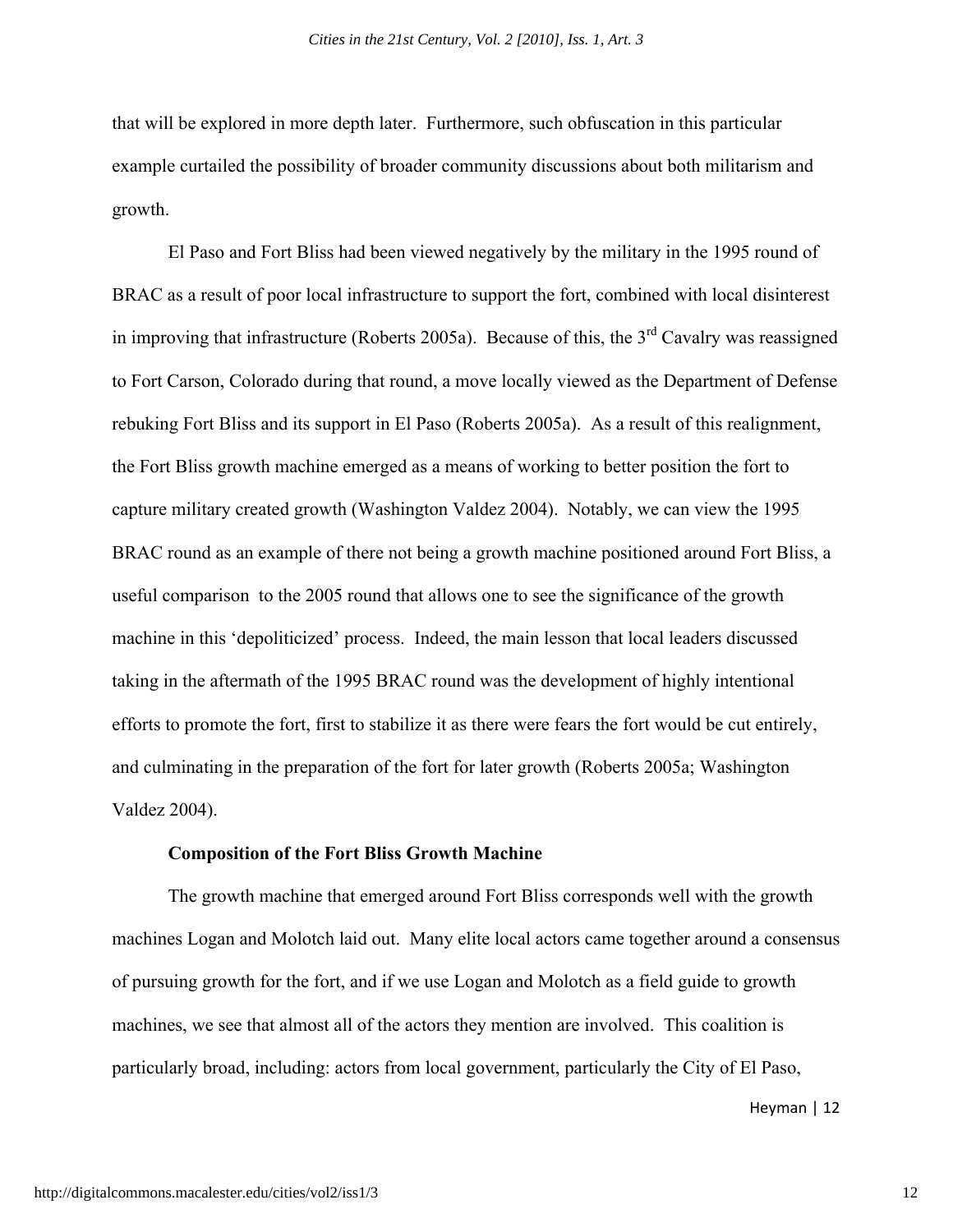that will be explored in more depth later. Furthermore, such obfuscation in this particular example curtailed the possibility of broader community discussions about both militarism and growth.

El Paso and Fort Bliss had been viewed negatively by the military in the 1995 round of BRAC as a result of poor local infrastructure to support the fort, combined with local disinterest in improving that infrastructure (Roberts 2005a). Because of this, the 3rd Cavalry was reassigned to Fort Carson, Colorado during that round, a move locally viewed as the Department of Defense rebuking Fort Bliss and its support in El Paso (Roberts 2005a). As a result of this realignment, the Fort Bliss growth machine emerged as a means of working to better position the fort to capture military created growth (Washington Valdez 2004). Notably, we can view the 1995 BRAC round as an example of there not being a growth machine positioned around Fort Bliss, a useful comparison to the 2005 round that allows one to see the significance of the growth machine in this 'depoliticized' process. Indeed, the main lesson that local leaders discussed taking in the aftermath of the 1995 BRAC round was the development of highly intentional efforts to promote the fort, first to stabilize it as there were fears the fort would be cut entirely, and culminating in the preparation of the fort for later growth (Roberts 2005a; Washington Valdez 2004).

### Composition of the Fort Bliss Growth Machine

The growth machine that emerged around Fort Bliss corresponds well with the growth machines Logan and Molotch laid out. Many elite local actors came together around a consensus of pursuing growth for the fort, and if we use Logan and Molotch as a field guide to growth machines, we see that almost all of the actors they mention are involved. This coalition is particularly broad, including: actors from local government, particularly the City of El Paso,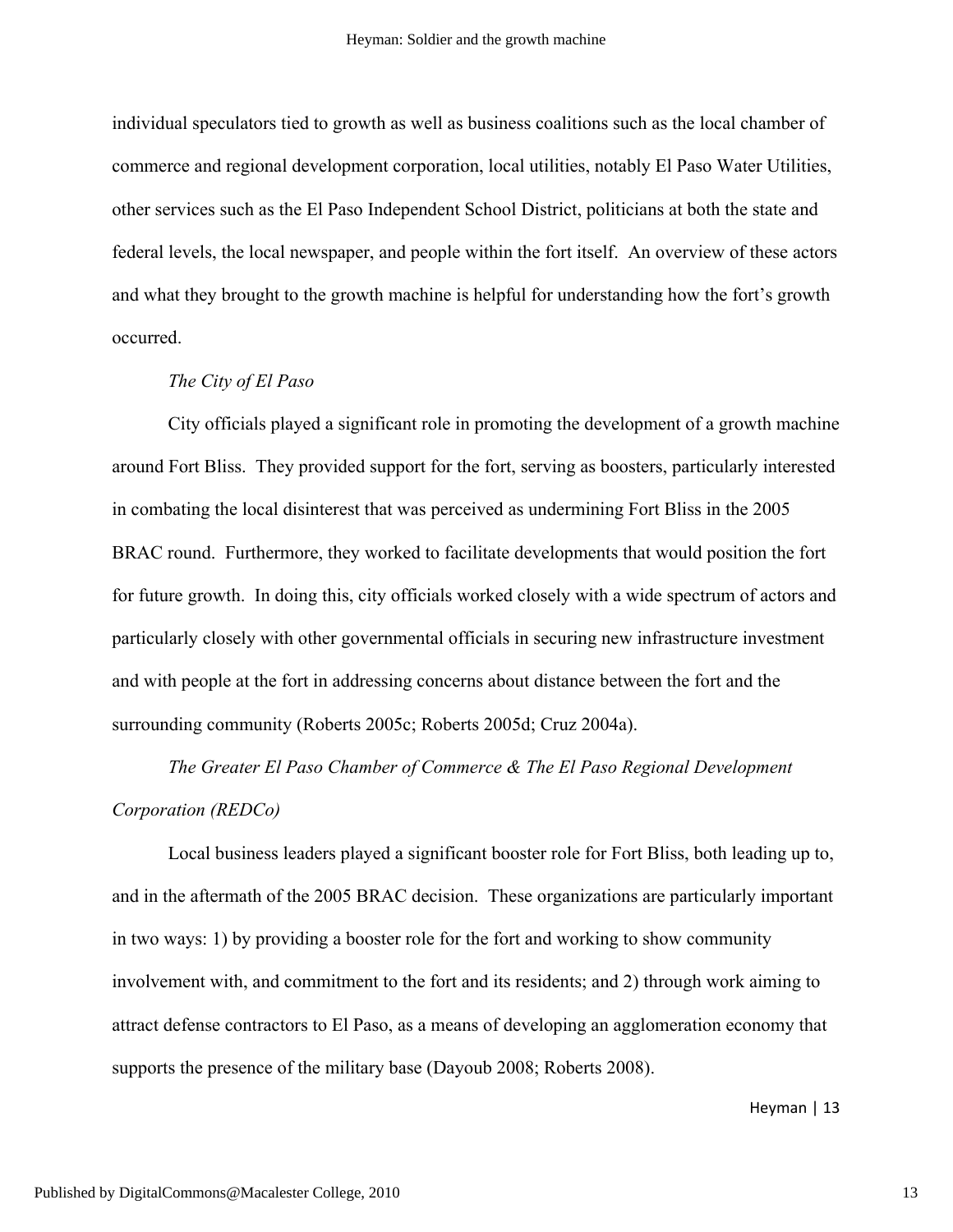individual speculators tied to growth as well as business coalitions such as the local chamber of commerce and regional development corporation, local utilities, notably El Paso Water Utilities, other services such as the El Paso Independent School District, politicians at both the state and federal levels, the local newspaper, and people within the fort itself. An overview of these actors and what they brought to the growth machine is helpful for understanding how the fort's growth occurred.

*The City of El Paso*

City officials played a significant role in promoting the development of a growth machine around Fort Bliss. They provided support for the fort, serving as boosters, particularly interested in combating the local disinterest that was perceived as undermining Fort Bliss in the 2005 BRAC round. Furthermore, they worked to facilitate developments that would position the fort for future growth. In doing this, city officials worked closely with a wide spectrum of actors and particularly closely with other governmental officials in securing new infrastructure investment and with people at the fort in addressing concerns about distance between the fort and the surrounding community (Roberts 2005c; Roberts 2005d; Cruz 2004a).

*The Greater El Paso Chamber of Commerce & The El Paso Regional Development Corporation (REDCo)*

Local business leaders played a significant booster role for Fort Bliss, both leading up to, and in the aftermath of the 2005 BRAC decision. These organizations are particularly important in two ways: 1) by providing a booster role for the fort and working to show community involvement with, and commitment to the fort and its residents; and 2) through work aiming to attract defense contractors to El Paso, as a means of developing an agglomeration economy that supports the presence of the military base (Dayoub 2008; Roberts 2008).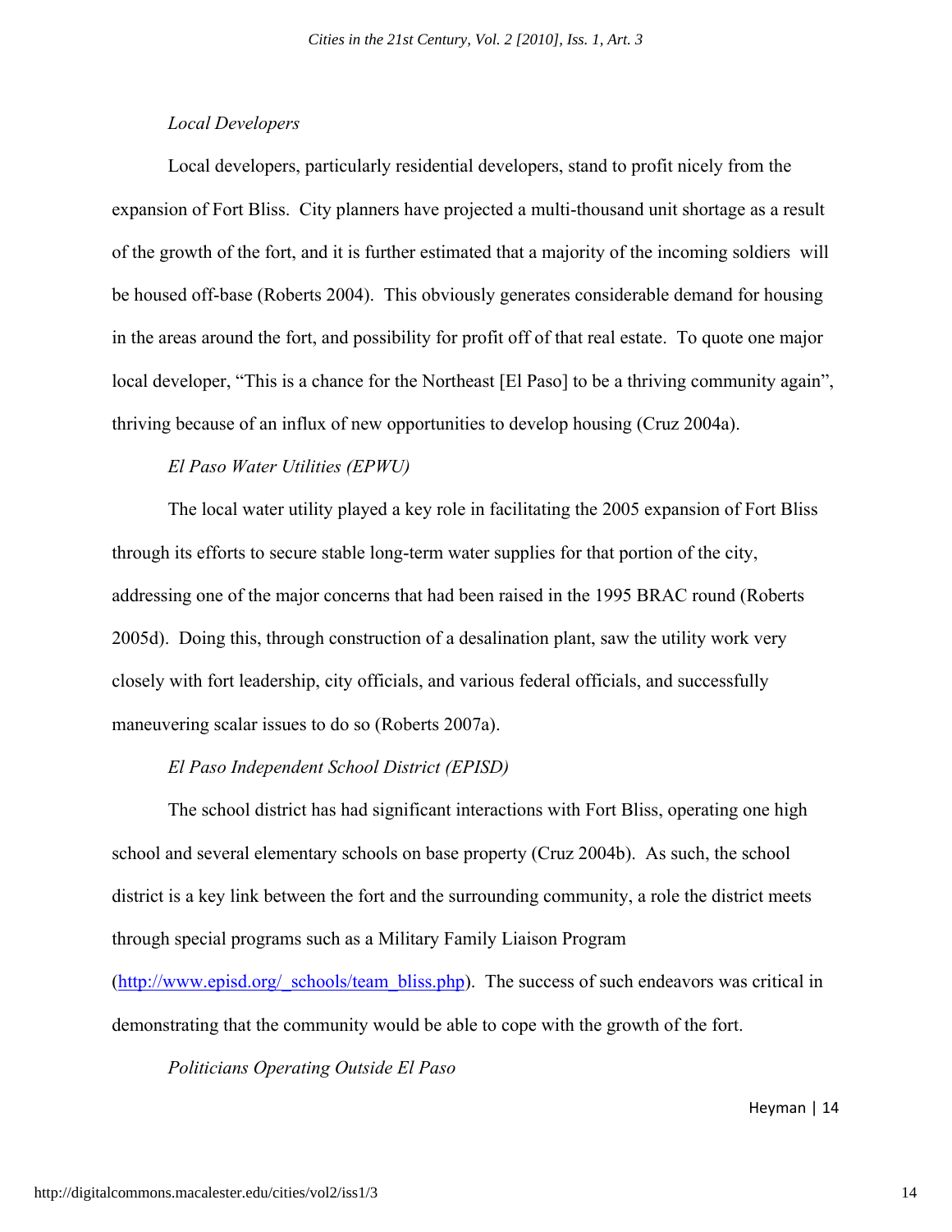*Local Developers*

Local developers, particularly residential developers, stand to profit nicely from the expansion of Fort Bliss. City planners have projected a multi-thousand unit shortage as a result of the growth of the fort, and it is further estimated that a majority of the incoming soldiers will be housed off-base (Roberts 2004). This obviously generates considerable demand for housing in the areas around the fort, and possibility for profit off of that real estate. To quote one major local developer, "This is a chance for the Northeast [El Paso] to be a thriving community again", thriving because of an influx of new opportunities to develop housing (Cruz 2004a).

*El Paso Water Utilities (EPWU)*

The local water utility played a key role in facilitating the 2005 expansion of Fort Bliss through its efforts to secure stable long-term water supplies for that portion of the city, addressing one of the major concerns that had been raised in the 1995 BRAC round (Roberts 2005d). Doing this, through construction of a desalination plant, saw the utility work very closely with fort leadership, city officials, and various federal officials, and successfully maneuvering scalar issues to do so (Roberts 2007a).

*El Paso Independent School District (EPISD)*

The school district has had significant interactions with Fort Bliss, operating one high school and several elementary schools on base property (Cruz 2004b). As such, the school district is a key link between the fort and the surrounding community, a role the district meets through special programs such as a Military Family Liaison Program (http://www.episd.org/_schools/team_bliss.php). The success of such endeavors was critical in demonstrating that the community would be able to cope with the growth of the fort.

*Politicians Operating Outside El Paso*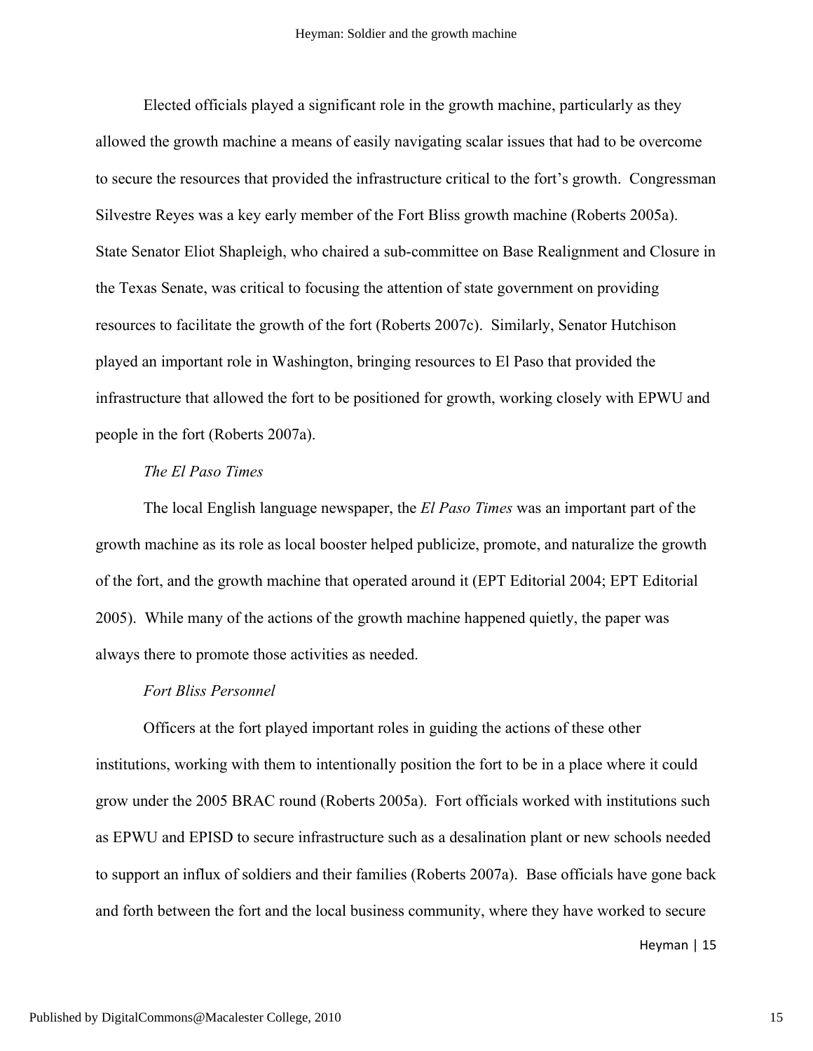Elected officials played a significant role in the growth machine, particularly as they allowed the growth machine a means of easily navigating scalar issues that had to be overcome to secure the resources that provided the infrastructure critical to the fort's growth. Congressman Silvestre Reyes was a key early member of the Fort Bliss growth machine (Roberts 2005a). State Senator Eliot Shapleigh, who chaired a sub-committee on Base Realignment and Closure in the Texas Senate, was critical to focusing the attention of state government on providing resources to facilitate the growth of the fort (Roberts 2007c). Similarly, Senator Hutchison played an important role in Washington, bringing resources to El Paso that provided the infrastructure that allowed the fort to be positioned for growth, working closely with EPWU and people in the fort (Roberts 2007a).

*The El Paso Times*

The local English language newspaper, the *El Paso Times* was an important part of the growth machine as its role as local booster helped publicize, promote, and naturalize the growth of the fort, and the growth machine that operated around it (EPT Editorial 2004; EPT Editorial 2005). While many of the actions of the growth machine happened quietly, the paper was always there to promote those activities as needed.

*Fort Bliss Personnel*

Officers at the fort played important roles in guiding the actions of these other institutions, working with them to intentionally position the fort to be in a place where it could grow under the 2005 BRAC round (Roberts 2005a). Fort officials worked with institutions such as EPWU and EPISD to secure infrastructure such as a desalination plant or new schools needed to support an influx of soldiers and their families (Roberts 2007a). Base officials have gone back and forth between the fort and the local business community, where they have worked to secure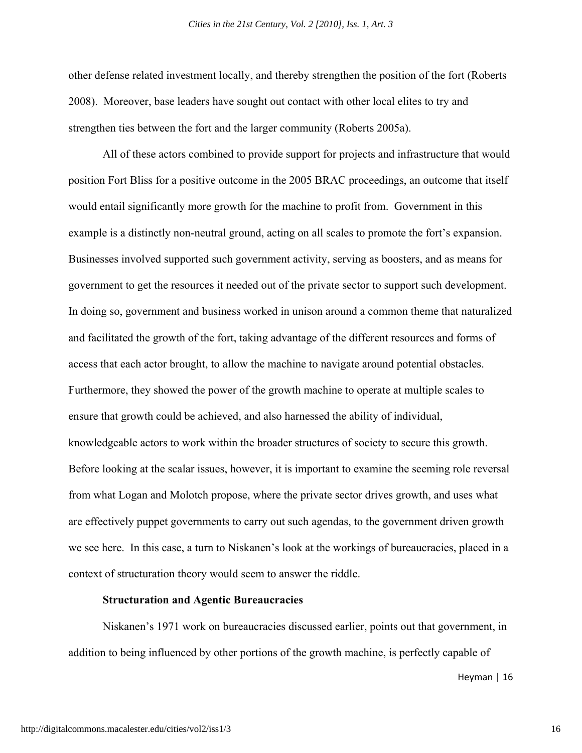other defense related investment locally, and thereby strengthen the position of the fort (Roberts 2008). Moreover, base leaders have sought out contact with other local elites to try and strengthen ties between the fort and the larger community (Roberts 2005a).

All of these actors combined to provide support for projects and infrastructure that would position Fort Bliss for a positive outcome in the 2005 BRAC proceedings, an outcome that itself would entail significantly more growth for the machine to profit from. Government in this example is a distinctly non-neutral ground, acting on all scales to promote the fort's expansion. Businesses involved supported such government activity, serving as boosters, and as means for government to get the resources it needed out of the private sector to support such development. In doing so, government and business worked in unison around a common theme that naturalized and facilitated the growth of the fort, taking advantage of the different resources and forms of access that each actor brought, to allow the machine to navigate around potential obstacles. Furthermore, they showed the power of the growth machine to operate at multiple scales to ensure that growth could be achieved, and also harnessed the ability of individual, knowledgeable actors to work within the broader structures of society to secure this growth. Before looking at the scalar issues, however, it is important to examine the seeming role reversal from what Logan and Molotch propose, where the private sector drives growth, and uses what are effectively puppet governments to carry out such agendas, to the government driven growth we see here. In this case, a turn to Niskanen's look at the workings of bureaucracies, placed in a context of structuration theory would seem to answer the riddle.

**Structuration and Agentic Bureaucracies**

Niskanen's 1971 work on bureaucracies discussed earlier, points out that government, in addition to being influenced by other portions of the growth machine, is perfectly capable of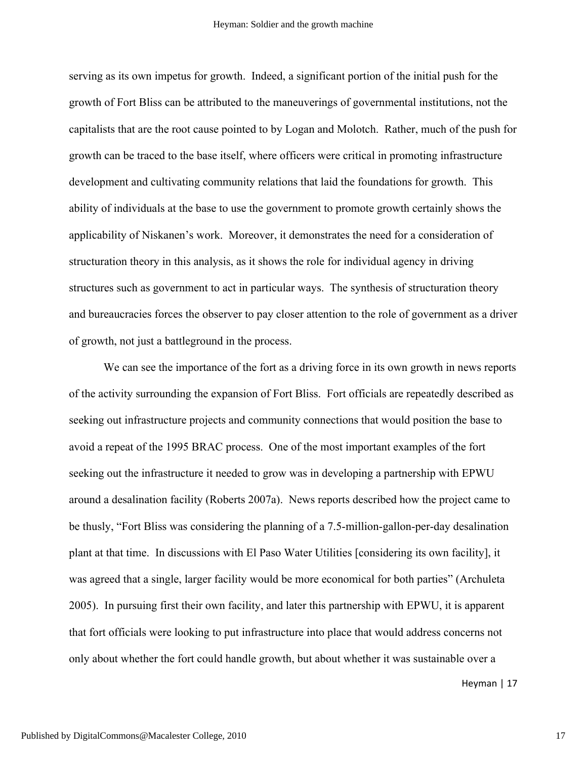serving as its own impetus for growth. Indeed, a significant portion of the initial push for the growth of Fort Bliss can be attributed to the maneuverings of governmental institutions, not the capitalists that are the root cause pointed to by Logan and Molotch. Rather, much of the push for growth can be traced to the base itself, where officers were critical in promoting infrastructure development and cultivating community relations that laid the foundations for growth. This ability of individuals at the base to use the government to promote growth certainly shows the applicability of Niskanen's work. Moreover, it demonstrates the need for a consideration of structuration theory in this analysis, as it shows the role for individual agency in driving structures such as government to act in particular ways. The synthesis of structuration theory and bureaucracies forces the observer to pay closer attention to the role of government as a driver of growth, not just a battleground in the process.

We can see the importance of the fort as a driving force in its own growth in news reports of the activity surrounding the expansion of Fort Bliss. Fort officials are repeatedly described as seeking out infrastructure projects and community connections that would position the base to avoid a repeat of the 1995 BRAC process. One of the most important examples of the fort seeking out the infrastructure it needed to grow was in developing a partnership with EPWU around a desalination facility (Roberts 2007a). News reports described how the project came to be thusly, "Fort Bliss was considering the planning of a 7.5-million-gallon-per-day desalination plant at that time. In discussions with El Paso Water Utilities [considering its own facility], it was agreed that a single, larger facility would be more economical for both parties" (Archuleta 2005). In pursuing first their own facility, and later this partnership with EPWU, it is apparent that fort officials were looking to put infrastructure into place that would address concerns not only about whether the fort could handle growth, but about whether it was sustainable over a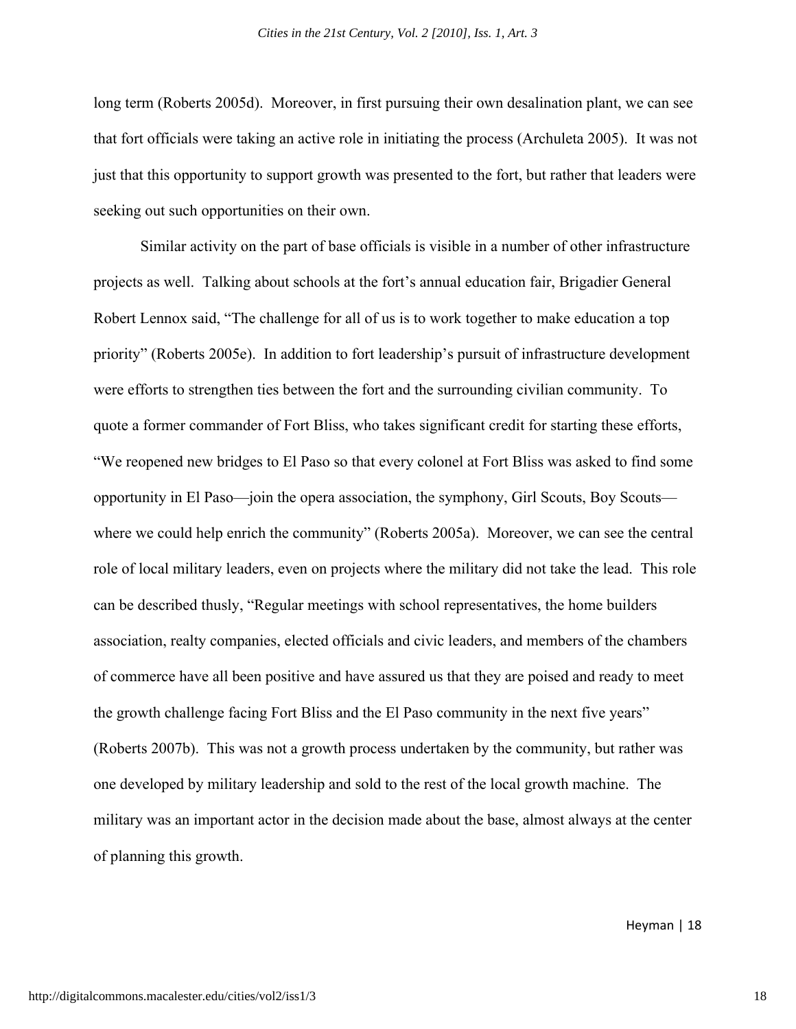long term (Roberts 2005d). Moreover, in first pursuing their own desalination plant, we can see that fort officials were taking an active role in initiating the process (Archuleta 2005). It was not just that this opportunity to support growth was presented to the fort, but rather that leaders were seeking out such opportunities on their own.

Similar activity on the part of base officials is visible in a number of other infrastructure projects as well. Talking about schools at the fort's annual education fair, Brigadier General Robert Lennox said, "The challenge for all of us is to work together to make education a top priority" (Roberts 2005e). In addition to fort leadership's pursuit of infrastructure development were efforts to strengthen ties between the fort and the surrounding civilian community. To quote a former commander of Fort Bliss, who takes significant credit for starting these efforts, "We reopened new bridges to El Paso so that every colonel at Fort Bliss was asked to find some opportunity in El Paso—join the opera association, the symphony, Girl Scouts, Boy Scouts—where we could help enrich the community" (Roberts 2005a). Moreover, we can see the central role of local military leaders, even on projects where the military did not take the lead. This role can be described thusly, "Regular meetings with school representatives, the home builders association, realty companies, elected officials and civic leaders, and members of the chambers of commerce have all been positive and have assured us that they are poised and ready to meet the growth challenge facing Fort Bliss and the El Paso community in the next five years" (Roberts 2007b). This was not a growth process undertaken by the community, but rather was one developed by military leadership and sold to the rest of the local growth machine. The military was an important actor in the decision made about the base, almost always at the center of planning this growth.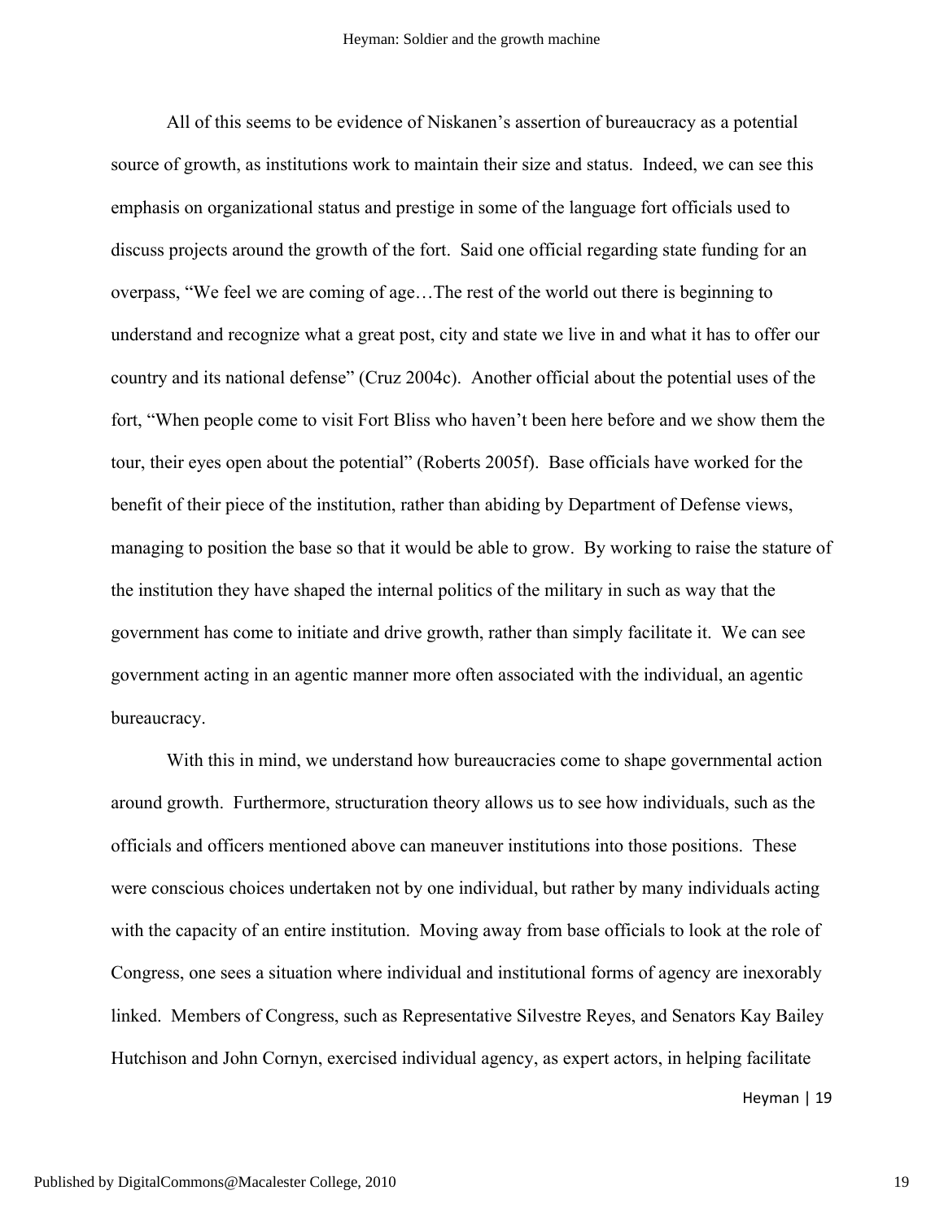All of this seems to be evidence of Niskanen's assertion of bureaucracy as a potential source of growth, as institutions work to maintain their size and status. Indeed, we can see this emphasis on organizational status and prestige in some of the language fort officials used to discuss projects around the growth of the fort. Said one official regarding state funding for an overpass, "We feel we are coming of age…The rest of the world out there is beginning to understand and recognize what a great post, city and state we live in and what it has to offer our country and its national defense" (Cruz 2004c). Another official about the potential uses of the fort, "When people come to visit Fort Bliss who haven't been here before and we show them the tour, their eyes open about the potential" (Roberts 2005f). Base officials have worked for the benefit of their piece of the institution, rather than abiding by Department of Defense views, managing to position the base so that it would be able to grow. By working to raise the stature of the institution they have shaped the internal politics of the military in such as way that the government has come to initiate and drive growth, rather than simply facilitate it. We can see government acting in an agentic manner more often associated with the individual, an agentic bureaucracy.

With this in mind, we understand how bureaucracies come to shape governmental action around growth. Furthermore, structuration theory allows us to see how individuals, such as the officials and officers mentioned above can maneuver institutions into those positions. These were conscious choices undertaken not by one individual, but rather by many individuals acting with the capacity of an entire institution. Moving away from base officials to look at the role of Congress, one sees a situation where individual and institutional forms of agency are inexorably linked. Members of Congress, such as Representative Silvestre Reyes, and Senators Kay Bailey Hutchison and John Cornyn, exercised individual agency, as expert actors, in helping facilitate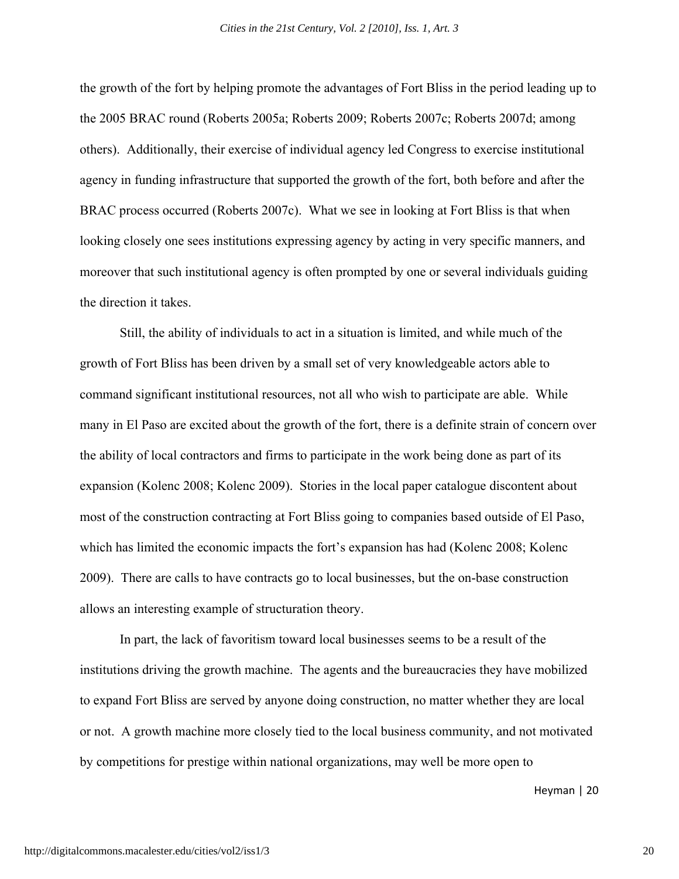the growth of the fort by helping promote the advantages of Fort Bliss in the period leading up to the 2005 BRAC round (Roberts 2005a; Roberts 2009; Roberts 2007c; Roberts 2007d; among others). Additionally, their exercise of individual agency led Congress to exercise institutional agency in funding infrastructure that supported the growth of the fort, both before and after the BRAC process occurred (Roberts 2007c). What we see in looking at Fort Bliss is that when looking closely one sees institutions expressing agency by acting in very specific manners, and moreover that such institutional agency is often prompted by one or several individuals guiding the direction it takes.

Still, the ability of individuals to act in a situation is limited, and while much of the growth of Fort Bliss has been driven by a small set of very knowledgeable actors able to command significant institutional resources, not all who wish to participate are able. While many in El Paso are excited about the growth of the fort, there is a definite strain of concern over the ability of local contractors and firms to participate in the work being done as part of its expansion (Kolenc 2008; Kolenc 2009). Stories in the local paper catalogue discontent about most of the construction contracting at Fort Bliss going to companies based outside of El Paso, which has limited the economic impacts the fort's expansion has had (Kolenc 2008; Kolenc 2009). There are calls to have contracts go to local businesses, but the on-base construction allows an interesting example of structuration theory.

In part, the lack of favoritism toward local businesses seems to be a result of the institutions driving the growth machine. The agents and the bureaucracies they have mobilized to expand Fort Bliss are served by anyone doing construction, no matter whether they are local or not. A growth machine more closely tied to the local business community, and not motivated by competitions for prestige within national organizations, may well be more open to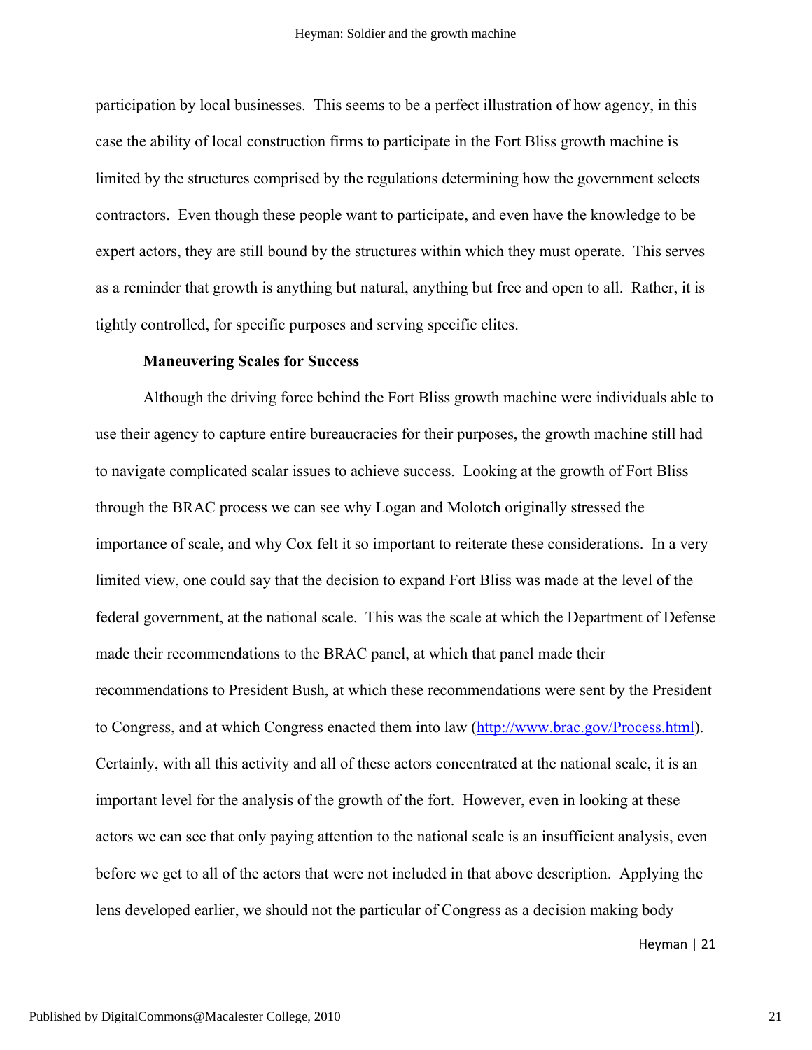participation by local businesses. This seems to be a perfect illustration of how agency, in this case the ability of local construction firms to participate in the Fort Bliss growth machine is limited by the structures comprised by the regulations determining how the government selects contractors. Even though these people want to participate, and even have the knowledge to be expert actors, they are still bound by the structures within which they must operate. This serves as a reminder that growth is anything but natural, anything but free and open to all. Rather, it is tightly controlled, for specific purposes and serving specific elites.

**Maneuvering Scales for Success**

Although the driving force behind the Fort Bliss growth machine were individuals able to use their agency to capture entire bureaucracies for their purposes, the growth machine still had to navigate complicated scalar issues to achieve success. Looking at the growth of Fort Bliss through the BRAC process we can see why Logan and Molotch originally stressed the importance of scale, and why Cox felt it so important to reiterate these considerations. In a very limited view, one could say that the decision to expand Fort Bliss was made at the level of the federal government, at the national scale. This was the scale at which the Department of Defense made their recommendations to the BRAC panel, at which that panel made their recommendations to President Bush, at which these recommendations were sent by the President to Congress, and at which Congress enacted them into law (http://www.brac.gov/Process.html). Certainly, with all this activity and all of these actors concentrated at the national scale, it is an important level for the analysis of the growth of the fort. However, even in looking at these actors we can see that only paying attention to the national scale is an insufficient analysis, even before we get to all of the actors that were not included in that above description. Applying the lens developed earlier, we should not the particular of Congress as a decision making body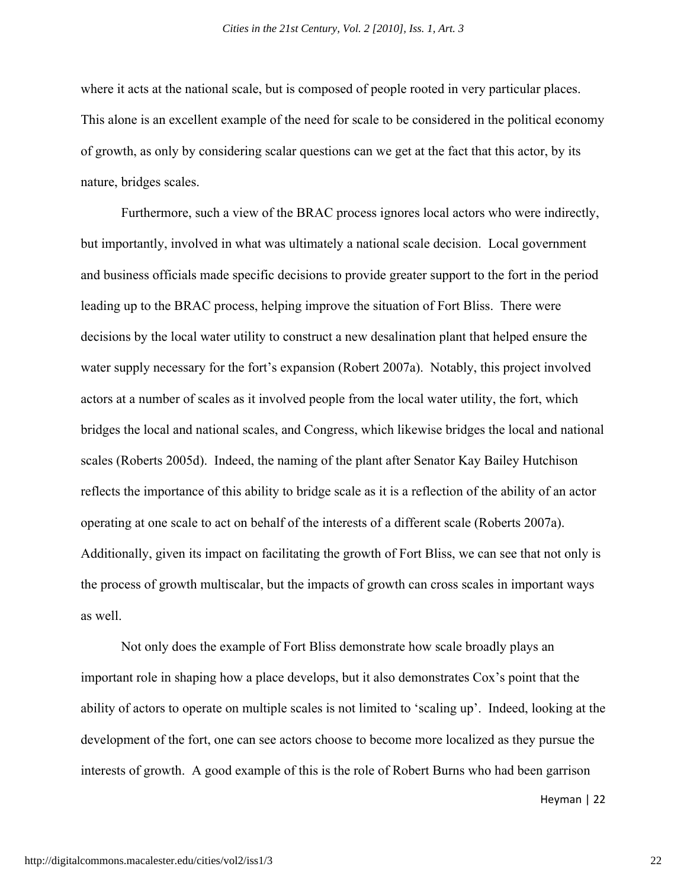where it acts at the national scale, but is composed of people rooted in very particular places. This alone is an excellent example of the need for scale to be considered in the political economy of growth, as only by considering scalar questions can we get at the fact that this actor, by its nature, bridges scales.

Furthermore, such a view of the BRAC process ignores local actors who were indirectly, but importantly, involved in what was ultimately a national scale decision. Local government and business officials made specific decisions to provide greater support to the fort in the period leading up to the BRAC process, helping improve the situation of Fort Bliss. There were decisions by the local water utility to construct a new desalination plant that helped ensure the water supply necessary for the fort's expansion (Robert 2007a). Notably, this project involved actors at a number of scales as it involved people from the local water utility, the fort, which bridges the local and national scales, and Congress, which likewise bridges the local and national scales (Roberts 2005d). Indeed, the naming of the plant after Senator Kay Bailey Hutchison reflects the importance of this ability to bridge scale as it is a reflection of the ability of an actor operating at one scale to act on behalf of the interests of a different scale (Roberts 2007a). Additionally, given its impact on facilitating the growth of Fort Bliss, we can see that not only is the process of growth multiscalar, but the impacts of growth can cross scales in important ways as well.

Not only does the example of Fort Bliss demonstrate how scale broadly plays an important role in shaping how a place develops, but it also demonstrates Cox's point that the ability of actors to operate on multiple scales is not limited to 'scaling up'. Indeed, looking at the development of the fort, one can see actors choose to become more localized as they pursue the interests of growth. A good example of this is the role of Robert Burns who had been garrison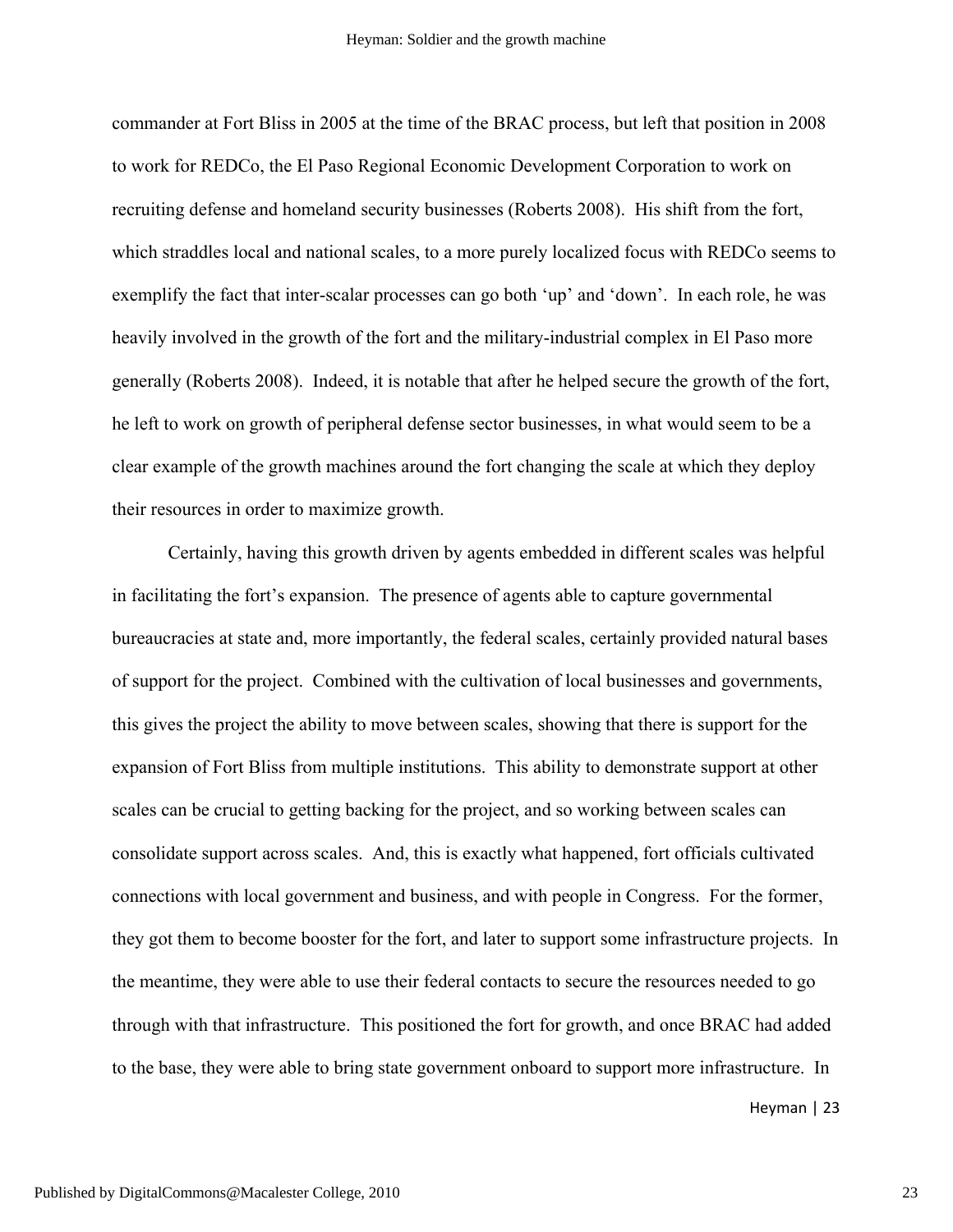commander at Fort Bliss in 2005 at the time of the BRAC process, but left that position in 2008 to work for REDCo, the El Paso Regional Economic Development Corporation to work on recruiting defense and homeland security businesses (Roberts 2008). His shift from the fort, which straddles local and national scales, to a more purely localized focus with REDCo seems to exemplify the fact that inter-scalar processes can go both 'up' and 'down'. In each role, he was heavily involved in the growth of the fort and the military-industrial complex in El Paso more generally (Roberts 2008). Indeed, it is notable that after he helped secure the growth of the fort, he left to work on growth of peripheral defense sector businesses, in what would seem to be a clear example of the growth machines around the fort changing the scale at which they deploy their resources in order to maximize growth.

Certainly, having this growth driven by agents embedded in different scales was helpful in facilitating the fort's expansion. The presence of agents able to capture governmental bureaucracies at state and, more importantly, the federal scales, certainly provided natural bases of support for the project. Combined with the cultivation of local businesses and governments, this gives the project the ability to move between scales, showing that there is support for the expansion of Fort Bliss from multiple institutions. This ability to demonstrate support at other scales can be crucial to getting backing for the project, and so working between scales can consolidate support across scales. And, this is exactly what happened, fort officials cultivated connections with local government and business, and with people in Congress. For the former, they got them to become booster for the fort, and later to support some infrastructure projects. In the meantime, they were able to use their federal contacts to secure the resources needed to go through with that infrastructure. This positioned the fort for growth, and once BRAC had added to the base, they were able to bring state government onboard to support more infrastructure. In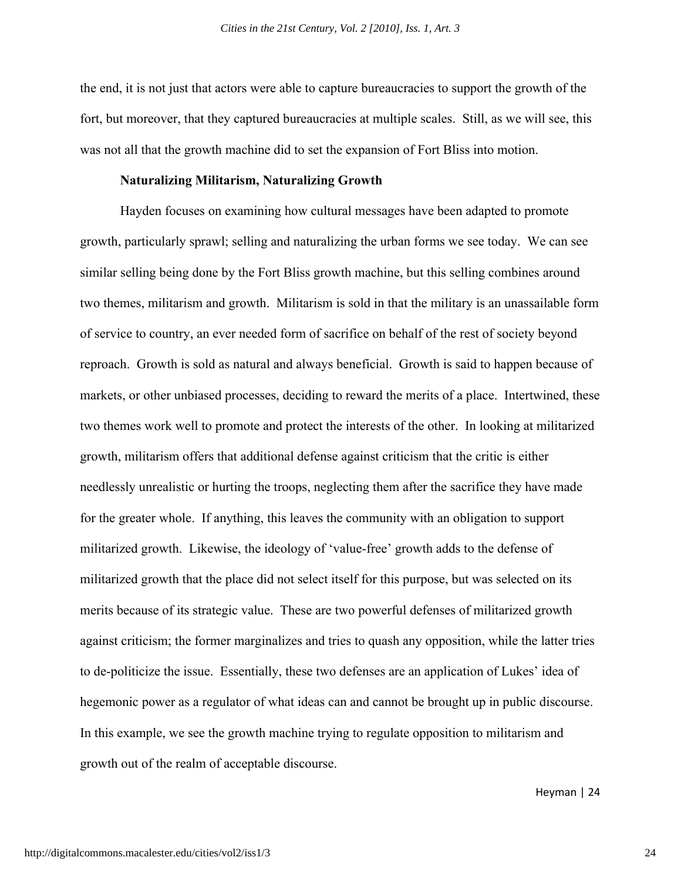the end, it is not just that actors were able to capture bureaucracies to support the growth of the fort, but moreover, that they captured bureaucracies at multiple scales. Still, as we will see, this was not all that the growth machine did to set the expansion of Fort Bliss into motion.

### Naturalizing Militarism, Naturalizing Growth

Hayden focuses on examining how cultural messages have been adapted to promote growth, particularly sprawl; selling and naturalizing the urban forms we see today. We can see similar selling being done by the Fort Bliss growth machine, but this selling combines around two themes, militarism and growth. Militarism is sold in that the military is an unassailable form of service to country, an ever needed form of sacrifice on behalf of the rest of society beyond reproach. Growth is sold as natural and always beneficial. Growth is said to happen because of markets, or other unbiased processes, deciding to reward the merits of a place. Intertwined, these two themes work well to promote and protect the interests of the other. In looking at militarized growth, militarism offers that additional defense against criticism that the critic is either needlessly unrealistic or hurting the troops, neglecting them after the sacrifice they have made for the greater whole. If anything, this leaves the community with an obligation to support militarized growth. Likewise, the ideology of 'value-free' growth adds to the defense of militarized growth that the place did not select itself for this purpose, but was selected on its merits because of its strategic value. These are two powerful defenses of militarized growth against criticism; the former marginalizes and tries to quash any opposition, while the latter tries to de-politicize the issue. Essentially, these two defenses are an application of Lukes' idea of hegemonic power as a regulator of what ideas can and cannot be brought up in public discourse. In this example, we see the growth machine trying to regulate opposition to militarism and growth out of the realm of acceptable discourse.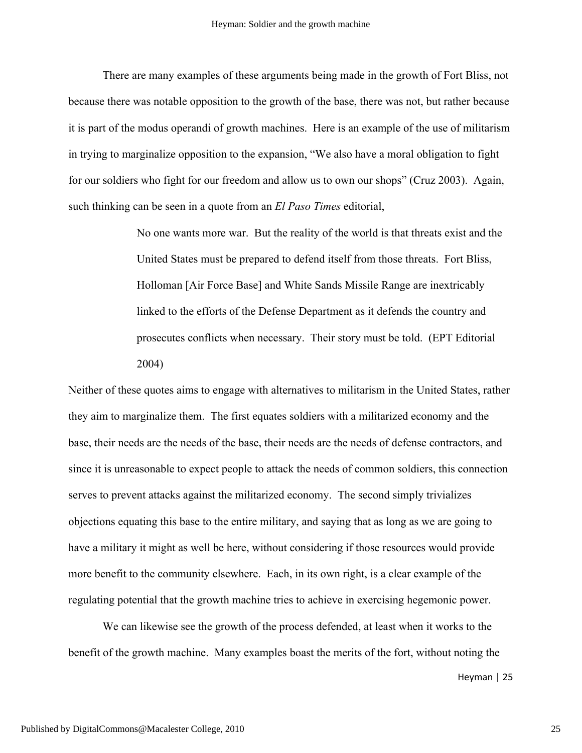There are many examples of these arguments being made in the growth of Fort Bliss, not because there was notable opposition to the growth of the base, there was not, but rather because it is part of the modus operandi of growth machines. Here is an example of the use of militarism in trying to marginalize opposition to the expansion, "We also have a moral obligation to fight for our soldiers who fight for our freedom and allow us to own our shops" (Cruz 2003). Again, such thinking can be seen in a quote from an *El Paso Times* editorial,

> No one wants more war. But the reality of the world is that threats exist and the United States must be prepared to defend itself from those threats. Fort Bliss, Holloman [Air Force Base] and White Sands Missile Range are inextricably linked to the efforts of the Defense Department as it defends the country and prosecutes conflicts when necessary. Their story must be told. (EPT Editorial 2004)

Neither of these quotes aims to engage with alternatives to militarism in the United States, rather they aim to marginalize them. The first equates soldiers with a militarized economy and the base, their needs are the needs of the base, their needs are the needs of defense contractors, and since it is unreasonable to expect people to attack the needs of common soldiers, this connection serves to prevent attacks against the militarized economy. The second simply trivializes objections equating this base to the entire military, and saying that as long as we are going to have a military it might as well be here, without considering if those resources would provide more benefit to the community elsewhere. Each, in its own right, is a clear example of the regulating potential that the growth machine tries to achieve in exercising hegemonic power.

We can likewise see the growth of the process defended, at least when it works to the benefit of the growth machine. Many examples boast the merits of the fort, without noting the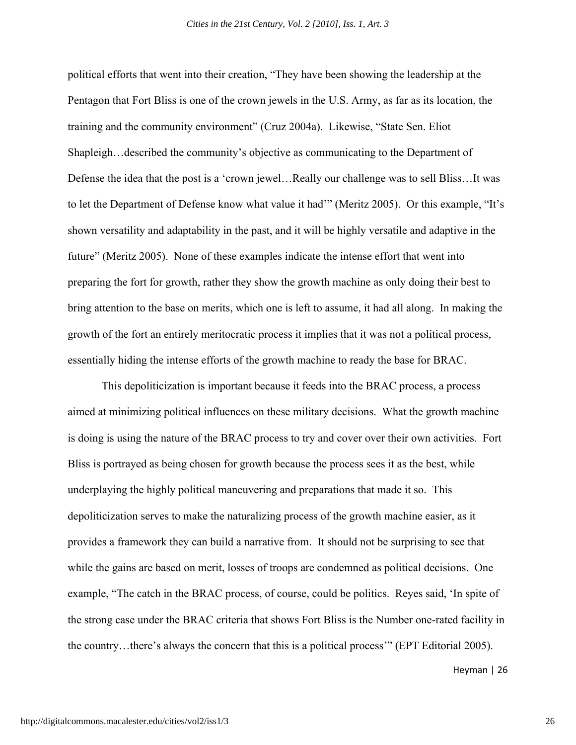political efforts that went into their creation, "They have been showing the leadership at the Pentagon that Fort Bliss is one of the crown jewels in the U.S. Army, as far as its location, the training and the community environment" (Cruz 2004a). Likewise, "State Sen. Eliot Shapleigh…described the community's objective as communicating to the Department of Defense the idea that the post is a 'crown jewel…Really our challenge was to sell Bliss…It was to let the Department of Defense know what value it had'" (Meritz 2005). Or this example, "It's shown versatility and adaptability in the past, and it will be highly versatile and adaptive in the future" (Meritz 2005). None of these examples indicate the intense effort that went into preparing the fort for growth, rather they show the growth machine as only doing their best to bring attention to the base on merits, which one is left to assume, it had all along. In making the growth of the fort an entirely meritocratic process it implies that it was not a political process, essentially hiding the intense efforts of the growth machine to ready the base for BRAC.

This depoliticization is important because it feeds into the BRAC process, a process aimed at minimizing political influences on these military decisions. What the growth machine is doing is using the nature of the BRAC process to try and cover over their own activities. Fort Bliss is portrayed as being chosen for growth because the process sees it as the best, while underplaying the highly political maneuvering and preparations that made it so. This depoliticization serves to make the naturalizing process of the growth machine easier, as it provides a framework they can build a narrative from. It should not be surprising to see that while the gains are based on merit, losses of troops are condemned as political decisions. One example, "The catch in the BRAC process, of course, could be politics. Reyes said, 'In spite of the strong case under the BRAC criteria that shows Fort Bliss is the Number one-rated facility in the country…there's always the concern that this is a political process'" (EPT Editorial 2005).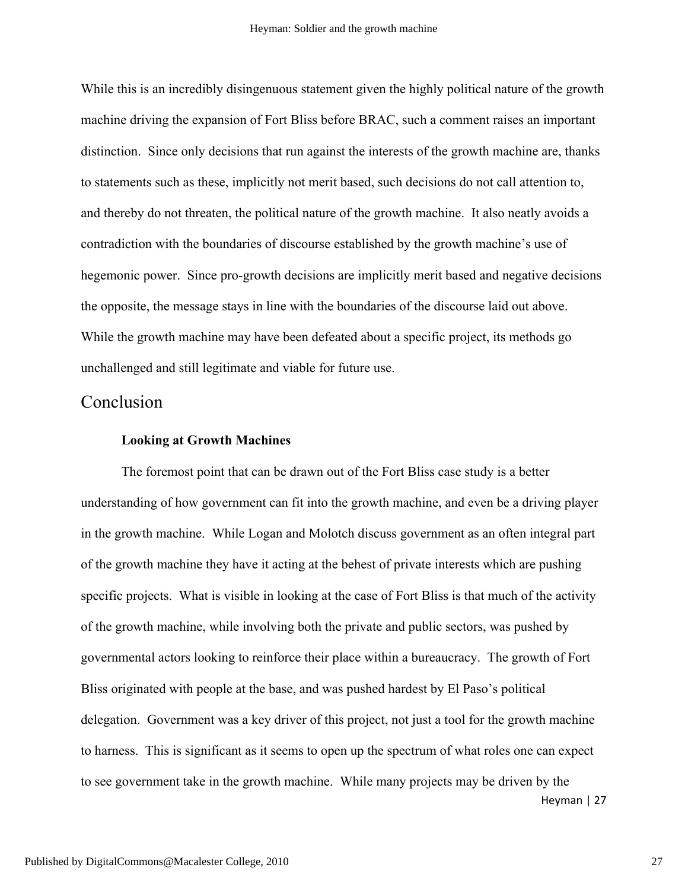While this is an incredibly disingenuous statement given the highly political nature of the growth machine driving the expansion of Fort Bliss before BRAC, such a comment raises an important distinction. Since only decisions that run against the interests of the growth machine are, thanks to statements such as these, implicitly not merit based, such decisions do not call attention to, and thereby do not threaten, the political nature of the growth machine. It also neatly avoids a contradiction with the boundaries of discourse established by the growth machine's use of hegemonic power. Since pro-growth decisions are implicitly merit based and negative decisions the opposite, the message stays in line with the boundaries of the discourse laid out above. While the growth machine may have been defeated about a specific project, its methods go unchallenged and still legitimate and viable for future use.

# Conclusion

### Looking at Growth Machines

The foremost point that can be drawn out of the Fort Bliss case study is a better understanding of how government can fit into the growth machine, and even be a driving player in the growth machine. While Logan and Molotch discuss government as an often integral part of the growth machine they have it acting at the behest of private interests which are pushing specific projects. What is visible in looking at the case of Fort Bliss is that much of the activity of the growth machine, while involving both the private and public sectors, was pushed by governmental actors looking to reinforce their place within a bureaucracy. The growth of Fort Bliss originated with people at the base, and was pushed hardest by El Paso's political delegation. Government was a key driver of this project, not just a tool for the growth machine to harness. This is significant as it seems to open up the spectrum of what roles one can expect to see government take in the growth machine. While many projects may be driven by the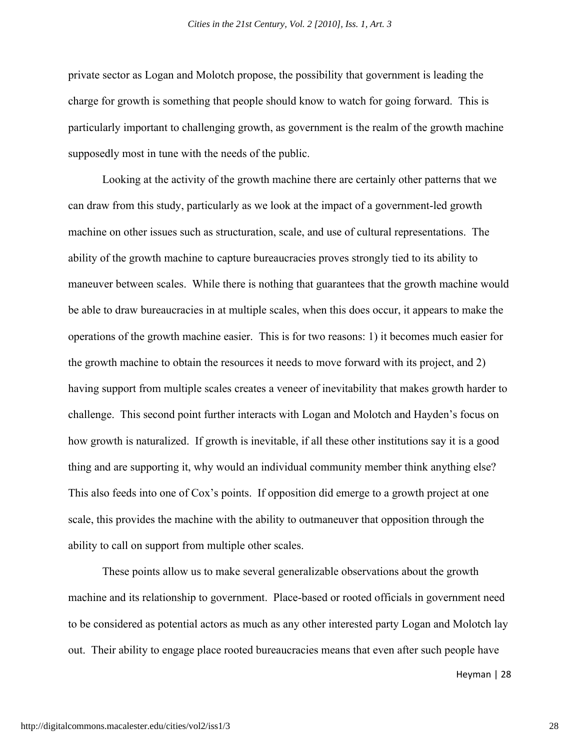private sector as Logan and Molotch propose, the possibility that government is leading the charge for growth is something that people should know to watch for going forward. This is particularly important to challenging growth, as government is the realm of the growth machine supposedly most in tune with the needs of the public.

Looking at the activity of the growth machine there are certainly other patterns that we can draw from this study, particularly as we look at the impact of a government-led growth machine on other issues such as structuration, scale, and use of cultural representations. The ability of the growth machine to capture bureaucracies proves strongly tied to its ability to maneuver between scales. While there is nothing that guarantees that the growth machine would be able to draw bureaucracies in at multiple scales, when this does occur, it appears to make the operations of the growth machine easier. This is for two reasons: 1) it becomes much easier for the growth machine to obtain the resources it needs to move forward with its project, and 2) having support from multiple scales creates a veneer of inevitability that makes growth harder to challenge. This second point further interacts with Logan and Molotch and Hayden's focus on how growth is naturalized. If growth is inevitable, if all these other institutions say it is a good thing and are supporting it, why would an individual community member think anything else? This also feeds into one of Cox's points. If opposition did emerge to a growth project at one scale, this provides the machine with the ability to outmaneuver that opposition through the ability to call on support from multiple other scales.

These points allow us to make several generalizable observations about the growth machine and its relationship to government. Place-based or rooted officials in government need to be considered as potential actors as much as any other interested party Logan and Molotch lay out. Their ability to engage place rooted bureaucracies means that even after such people have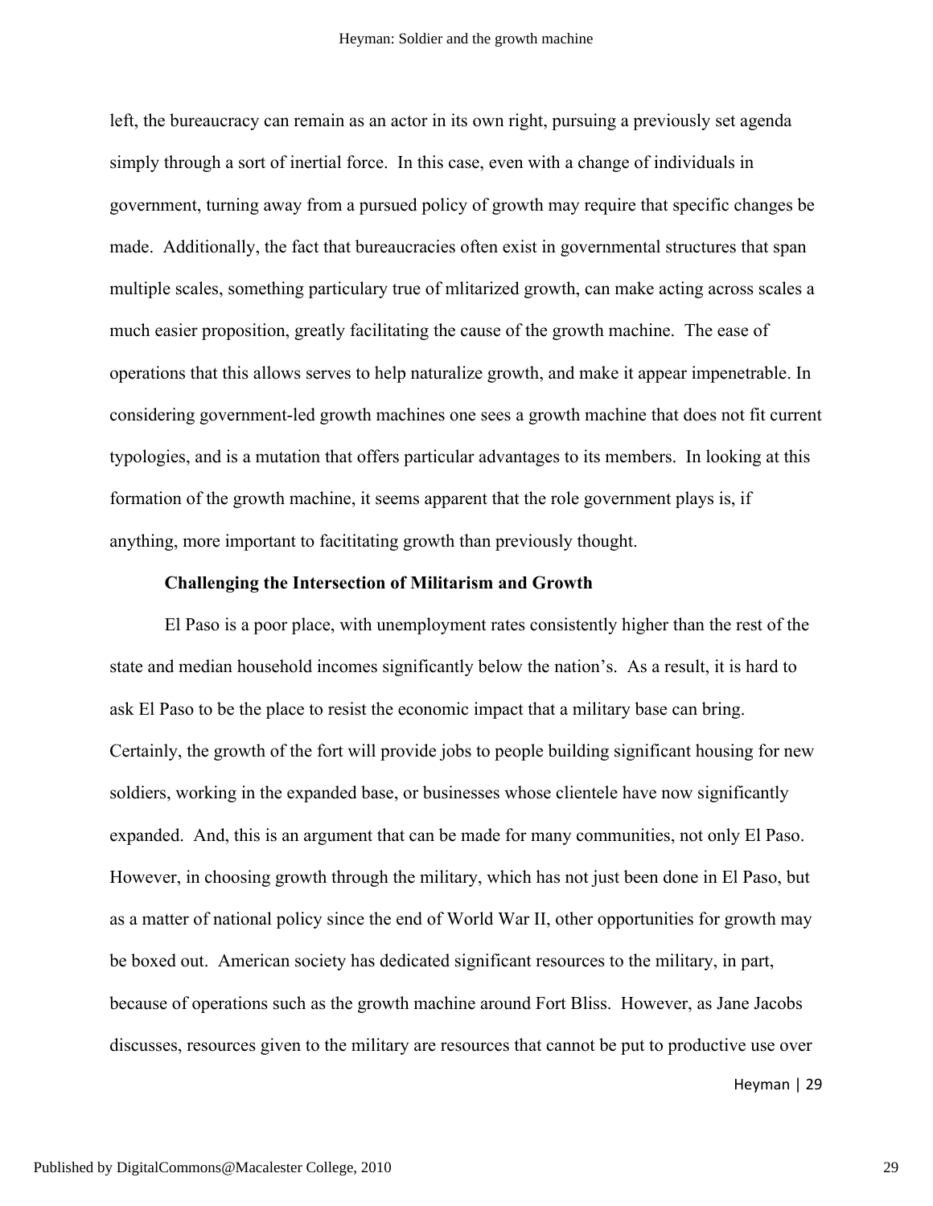left, the bureaucracy can remain as an actor in its own right, pursuing a previously set agenda simply through a sort of inertial force. In this case, even with a change of individuals in government, turning away from a pursued policy of growth may require that specific changes be made. Additionally, the fact that bureaucracies often exist in governmental structures that span multiple scales, something particulary true of mlitarized growth, can make acting across scales a much easier proposition, greatly facilitating the cause of the growth machine. The ease of operations that this allows serves to help naturalize growth, and make it appear impenetrable. In considering government-led growth machines one sees a growth machine that does not fit current typologies, and is a mutation that offers particular advantages to its members. In looking at this formation of the growth machine, it seems apparent that the role government plays is, if anything, more important to facititating growth than previously thought.

### Challenging the Intersection of Militarism and Growth

El Paso is a poor place, with unemployment rates consistently higher than the rest of the state and median household incomes significantly below the nation's. As a result, it is hard to ask El Paso to be the place to resist the economic impact that a military base can bring. Certainly, the growth of the fort will provide jobs to people building significant housing for new soldiers, working in the expanded base, or businesses whose clientele have now significantly expanded. And, this is an argument that can be made for many communities, not only El Paso. However, in choosing growth through the military, which has not just been done in El Paso, but as a matter of national policy since the end of World War II, other opportunities for growth may be boxed out. American society has dedicated significant resources to the military, in part, because of operations such as the growth machine around Fort Bliss. However, as Jane Jacobs discusses, resources given to the military are resources that cannot be put to productive use over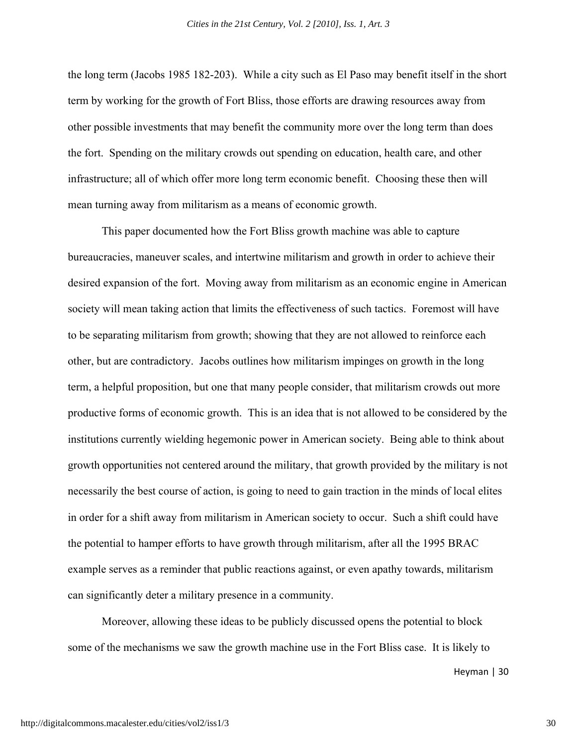the long term (Jacobs 1985 182-203). While a city such as El Paso may benefit itself in the short term by working for the growth of Fort Bliss, those efforts are drawing resources away from other possible investments that may benefit the community more over the long term than does the fort. Spending on the military crowds out spending on education, health care, and other infrastructure; all of which offer more long term economic benefit. Choosing these then will mean turning away from militarism as a means of economic growth.

This paper documented how the Fort Bliss growth machine was able to capture bureaucracies, maneuver scales, and intertwine militarism and growth in order to achieve their desired expansion of the fort. Moving away from militarism as an economic engine in American society will mean taking action that limits the effectiveness of such tactics. Foremost will have to be separating militarism from growth; showing that they are not allowed to reinforce each other, but are contradictory. Jacobs outlines how militarism impinges on growth in the long term, a helpful proposition, but one that many people consider, that militarism crowds out more productive forms of economic growth. This is an idea that is not allowed to be considered by the institutions currently wielding hegemonic power in American society. Being able to think about growth opportunities not centered around the military, that growth provided by the military is not necessarily the best course of action, is going to need to gain traction in the minds of local elites in order for a shift away from militarism in American society to occur. Such a shift could have the potential to hamper efforts to have growth through militarism, after all the 1995 BRAC example serves as a reminder that public reactions against, or even apathy towards, militarism can significantly deter a military presence in a community.

Moreover, allowing these ideas to be publicly discussed opens the potential to block some of the mechanisms we saw the growth machine use in the Fort Bliss case. It is likely to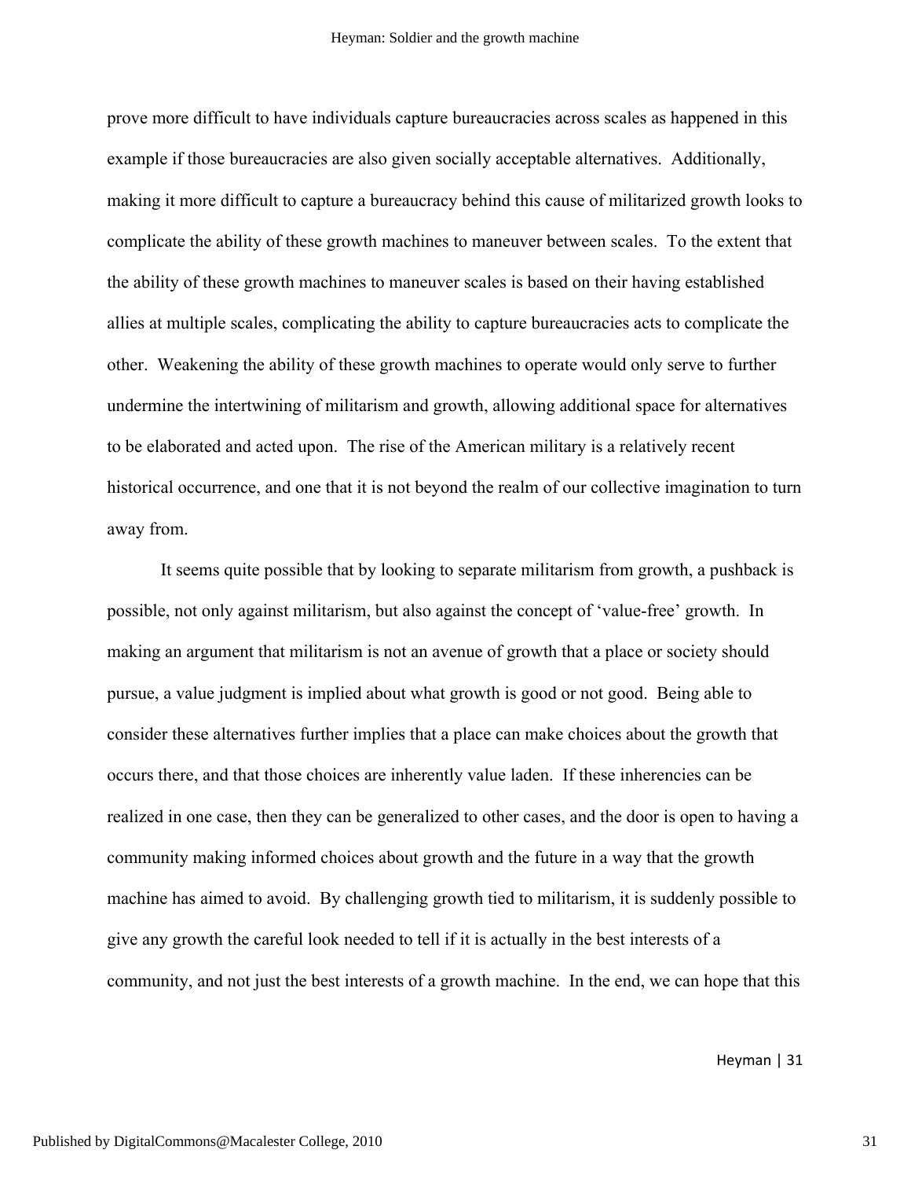prove more difficult to have individuals capture bureaucracies across scales as happened in this example if those bureaucracies are also given socially acceptable alternatives. Additionally, making it more difficult to capture a bureaucracy behind this cause of militarized growth looks to complicate the ability of these growth machines to maneuver between scales. To the extent that the ability of these growth machines to maneuver scales is based on their having established allies at multiple scales, complicating the ability to capture bureaucracies acts to complicate the other. Weakening the ability of these growth machines to operate would only serve to further undermine the intertwining of militarism and growth, allowing additional space for alternatives to be elaborated and acted upon. The rise of the American military is a relatively recent historical occurrence, and one that it is not beyond the realm of our collective imagination to turn away from.

It seems quite possible that by looking to separate militarism from growth, a pushback is possible, not only against militarism, but also against the concept of 'value-free' growth. In making an argument that militarism is not an avenue of growth that a place or society should pursue, a value judgment is implied about what growth is good or not good. Being able to consider these alternatives further implies that a place can make choices about the growth that occurs there, and that those choices are inherently value laden. If these inherencies can be realized in one case, then they can be generalized to other cases, and the door is open to having a community making informed choices about growth and the future in a way that the growth machine has aimed to avoid. By challenging growth tied to militarism, it is suddenly possible to give any growth the careful look needed to tell if it is actually in the best interests of a community, and not just the best interests of a growth machine. In the end, we can hope that this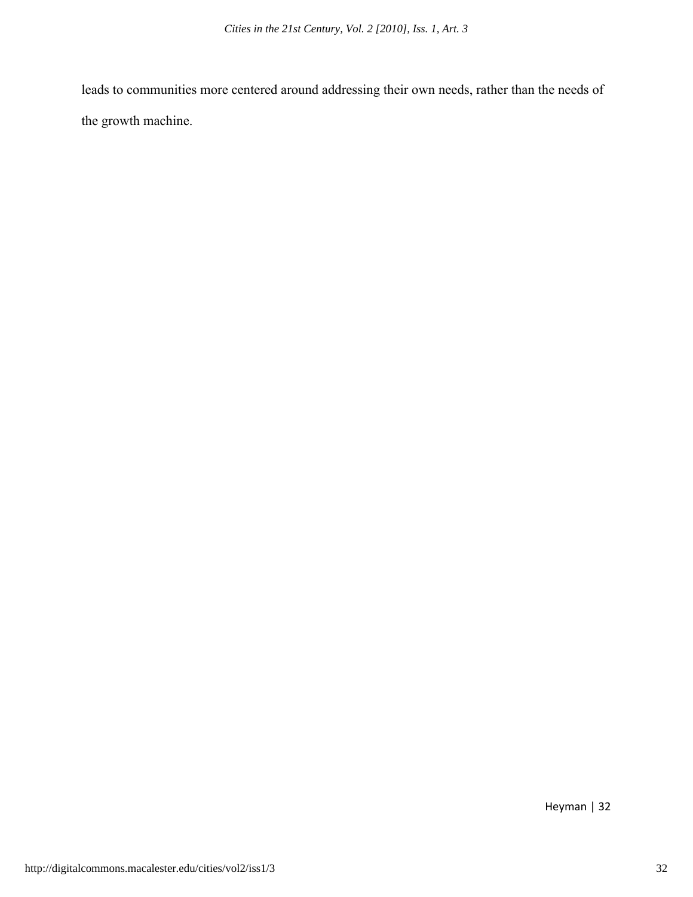leads to communities more centered around addressing their own needs, rather than the needs of the growth machine.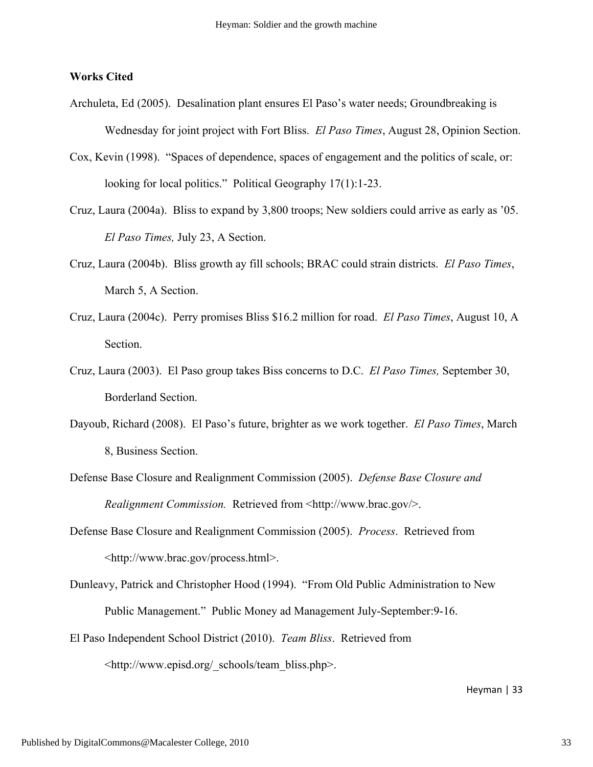**Works Cited**

Archuleta, Ed (2005). Desalination plant ensures El Paso's water needs; Groundbreaking is Wednesday for joint project with Fort Bliss. *El Paso Times*, August 28, Opinion Section.

Cox, Kevin (1998). "Spaces of dependence, spaces of engagement and the politics of scale, or: looking for local politics." Political Geography 17(1):1-23.

Cruz, Laura (2004a). Bliss to expand by 3,800 troops; New soldiers could arrive as early as '05. *El Paso Times,* July 23, A Section.

Cruz, Laura (2004b). Bliss growth ay fill schools; BRAC could strain districts. *El Paso Times*, March 5, A Section.

Cruz, Laura (2004c). Perry promises Bliss $16.2 million for road. *El Paso Times*, August 10, A Section.

Cruz, Laura (2003). El Paso group takes Biss concerns to D.C. *El Paso Times,* September 30, Borderland Section.

Dayoub, Richard (2008). El Paso's future, brighter as we work together. *El Paso Times*, March 8, Business Section.

Defense Base Closure and Realignment Commission (2005). *Defense Base Closure and Realignment Commission.* Retrieved from <http://www.brac.gov/>.

Defense Base Closure and Realignment Commission (2005). *Process*. Retrieved from <http://www.brac.gov/process.html>.

Dunleavy, Patrick and Christopher Hood (1994). "From Old Public Administration to New Public Management." Public Money ad Management July-September:9-16.

El Paso Independent School District (2010). *Team Bliss*. Retrieved from <http://www.episd.org/_schools/team_bliss.php>.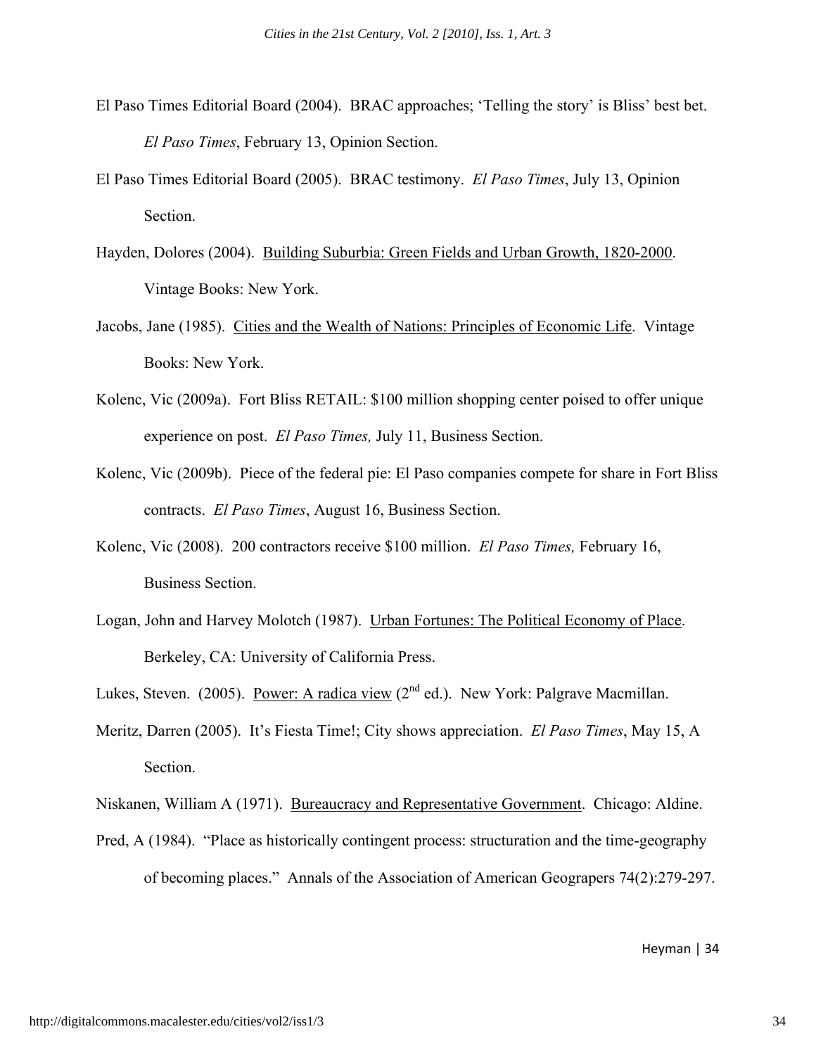El Paso Times Editorial Board (2004). BRAC approaches; 'Telling the story' is Bliss' best bet. *El Paso Times*, February 13, Opinion Section.

El Paso Times Editorial Board (2005). BRAC testimony. *El Paso Times*, July 13, Opinion Section.

Hayden, Dolores (2004). Building Suburbia: Green Fields and Urban Growth, 1820-2000. Vintage Books: New York.

Jacobs, Jane (1985). Cities and the Wealth of Nations: Principles of Economic Life. Vintage Books: New York.

Kolenc, Vic (2009a). Fort Bliss RETAIL: $100 million shopping center poised to offer unique experience on post. *El Paso Times,* July 11, Business Section.

Kolenc, Vic (2009b). Piece of the federal pie: El Paso companies compete for share in Fort Bliss contracts. *El Paso Times*, August 16, Business Section.

Kolenc, Vic (2008). 200 contractors receive $100 million. *El Paso Times,* February 16, Business Section.

Logan, John and Harvey Molotch (1987). Urban Fortunes: The Political Economy of Place. Berkeley, CA: University of California Press.

Lukes, Steven. (2005). Power: A radica view (2nd ed.). New York: Palgrave Macmillan.

Meritz, Darren (2005). It's Fiesta Time!; City shows appreciation. *El Paso Times*, May 15, A Section.

Niskanen, William A (1971). Bureaucracy and Representative Government. Chicago: Aldine.

Pred, A (1984). "Place as historically contingent process: structuration and the time-geography of becoming places." Annals of the Association of American Geograpers 74(2):279-297.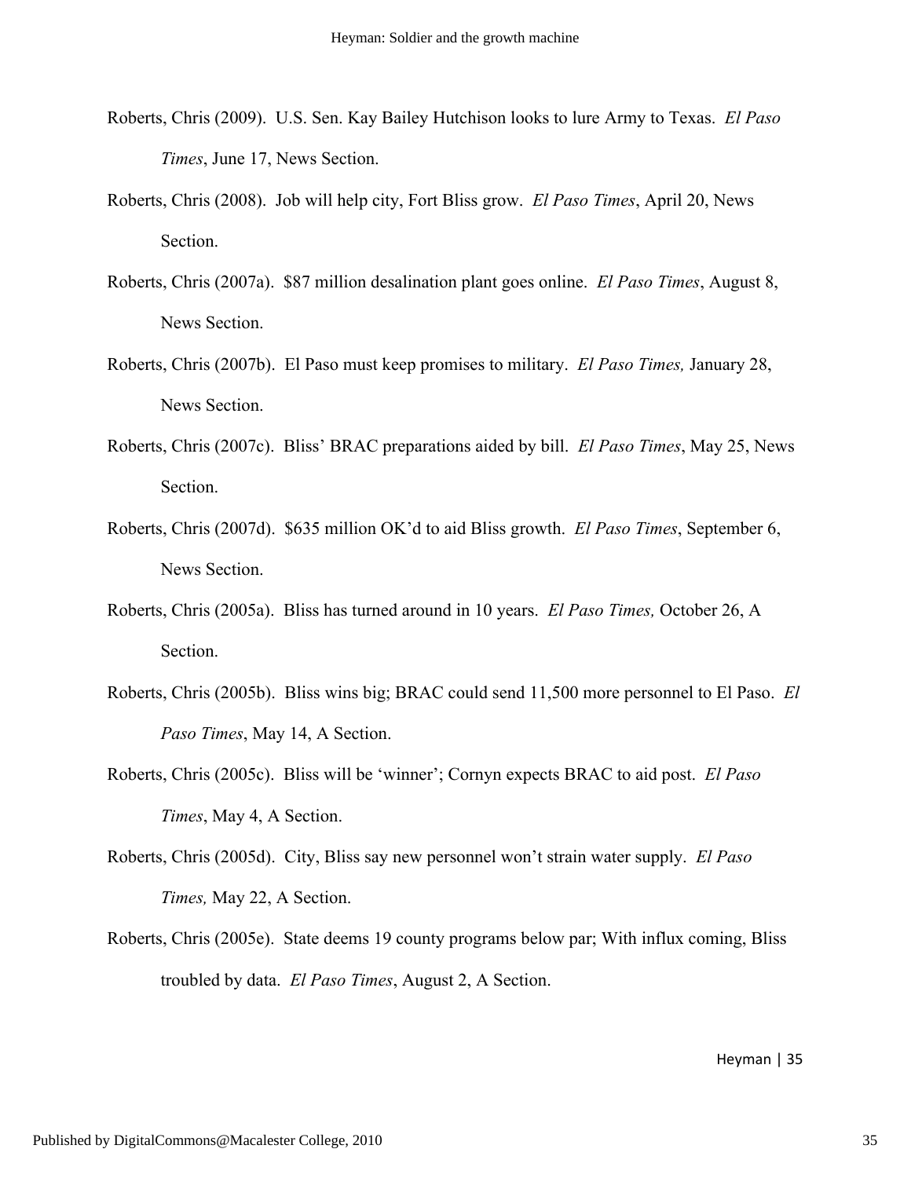Roberts, Chris (2009). U.S. Sen. Kay Bailey Hutchison looks to lure Army to Texas. *El Paso Times*, June 17, News Section.

Roberts, Chris (2008). Job will help city, Fort Bliss grow. *El Paso Times*, April 20, News Section.

Roberts, Chris (2007a). $87 million desalination plant goes online. *El Paso Times*, August 8, News Section.

Roberts, Chris (2007b). El Paso must keep promises to military. *El Paso Times,* January 28, News Section.

Roberts, Chris (2007c). Bliss' BRAC preparations aided by bill. *El Paso Times*, May 25, News Section.

Roberts, Chris (2007d). $635 million OK'd to aid Bliss growth. *El Paso Times*, September 6, News Section.

Roberts, Chris (2005a). Bliss has turned around in 10 years. *El Paso Times,* October 26, A Section.

Roberts, Chris (2005b). Bliss wins big; BRAC could send 11,500 more personnel to El Paso. *El Paso Times*, May 14, A Section.

Roberts, Chris (2005c). Bliss will be 'winner'; Cornyn expects BRAC to aid post. *El Paso Times*, May 4, A Section.

Roberts, Chris (2005d). City, Bliss say new personnel won't strain water supply. *El Paso Times,* May 22, A Section.

Roberts, Chris (2005e). State deems 19 county programs below par; With influx coming, Bliss troubled by data. *El Paso Times*, August 2, A Section.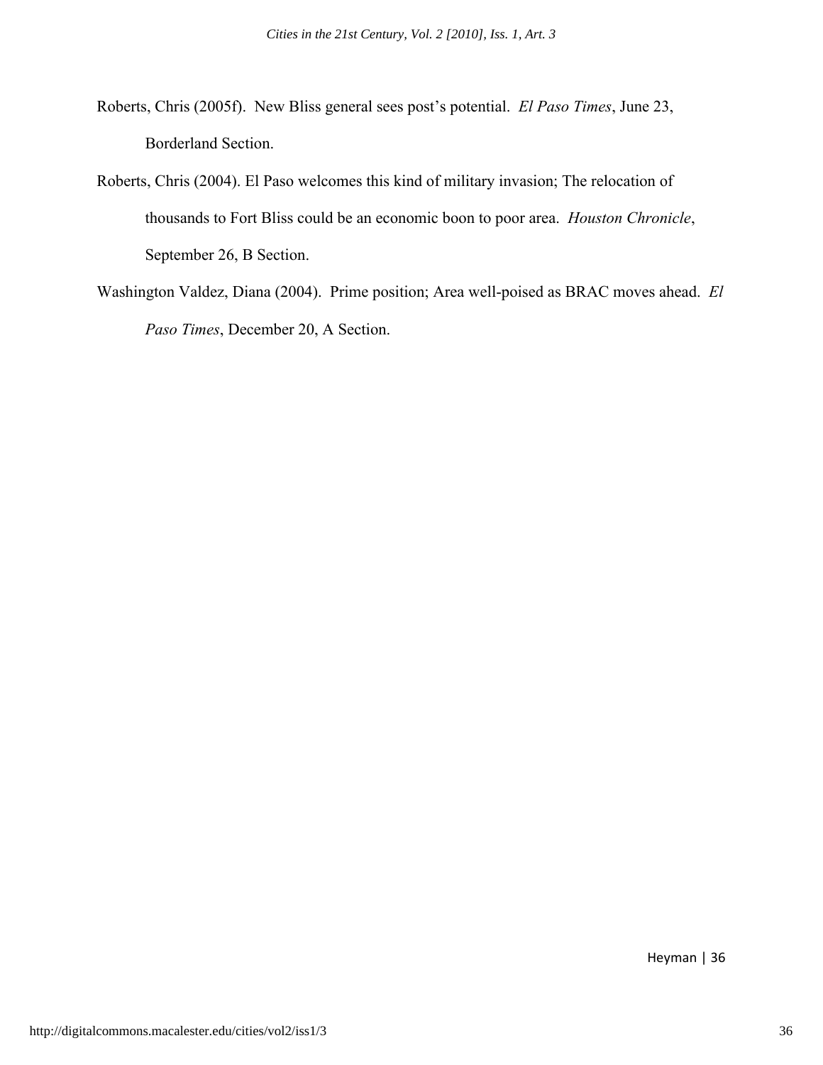Roberts, Chris (2005f). New Bliss general sees post's potential. *El Paso Times*, June 23, Borderland Section.

Roberts, Chris (2004). El Paso welcomes this kind of military invasion; The relocation of thousands to Fort Bliss could be an economic boon to poor area. *Houston Chronicle*, September 26, B Section.

Washington Valdez, Diana (2004). Prime position; Area well-poised as BRAC moves ahead. *El Paso Times*, December 20, A Section.